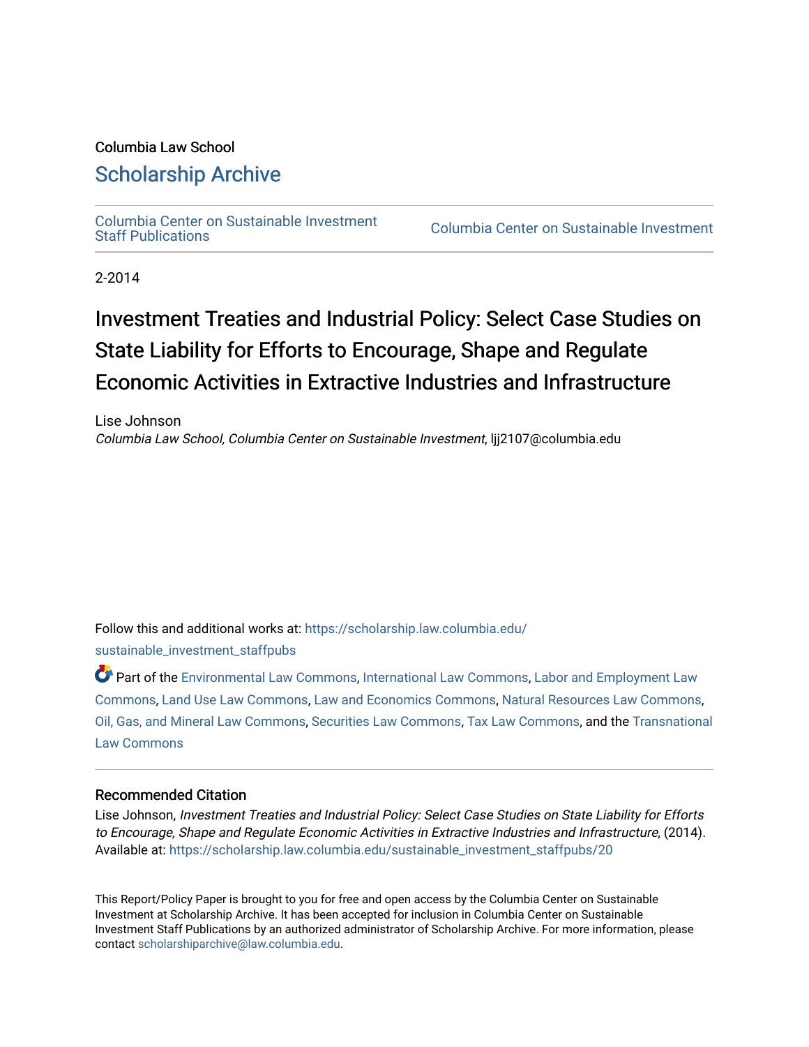Columbia Law School

## Scholarship Archive

Columbia Center on Sustainable Investment Staff Publications | Columbia Center on Sustainable Investment

2-2014

# Investment Treaties and Industrial Policy: Select Case Studies on State Liability for Efforts to Encourage, Shape and Regulate Economic Activities in Extractive Industries and Infrastructure

Lise Johnson
*Columbia Law School, Columbia Center on Sustainable Investment*, ljj2107@columbia.edu

Follow this and additional works at: https://scholarship.law.columbia.edu/sustainable_investment_staffpubs

Part of the Environmental Law Commons, International Law Commons, Labor and Employment Law Commons, Land Use Law Commons, Law and Economics Commons, Natural Resources Law Commons, Oil, Gas, and Mineral Law Commons, Securities Law Commons, Tax Law Commons, and the Transnational Law Commons

### Recommended Citation

Lise Johnson, *Investment Treaties and Industrial Policy: Select Case Studies on State Liability for Efforts to Encourage, Shape and Regulate Economic Activities in Extractive Industries and Infrastructure*, (2014).
Available at: https://scholarship.law.columbia.edu/sustainable_investment_staffpubs/20

This Report/Policy Paper is brought to you for free and open access by the Columbia Center on Sustainable Investment at Scholarship Archive. It has been accepted for inclusion in Columbia Center on Sustainable Investment Staff Publications by an authorized administrator of Scholarship Archive. For more information, please contact scholarshiparchive@law.columbia.edu.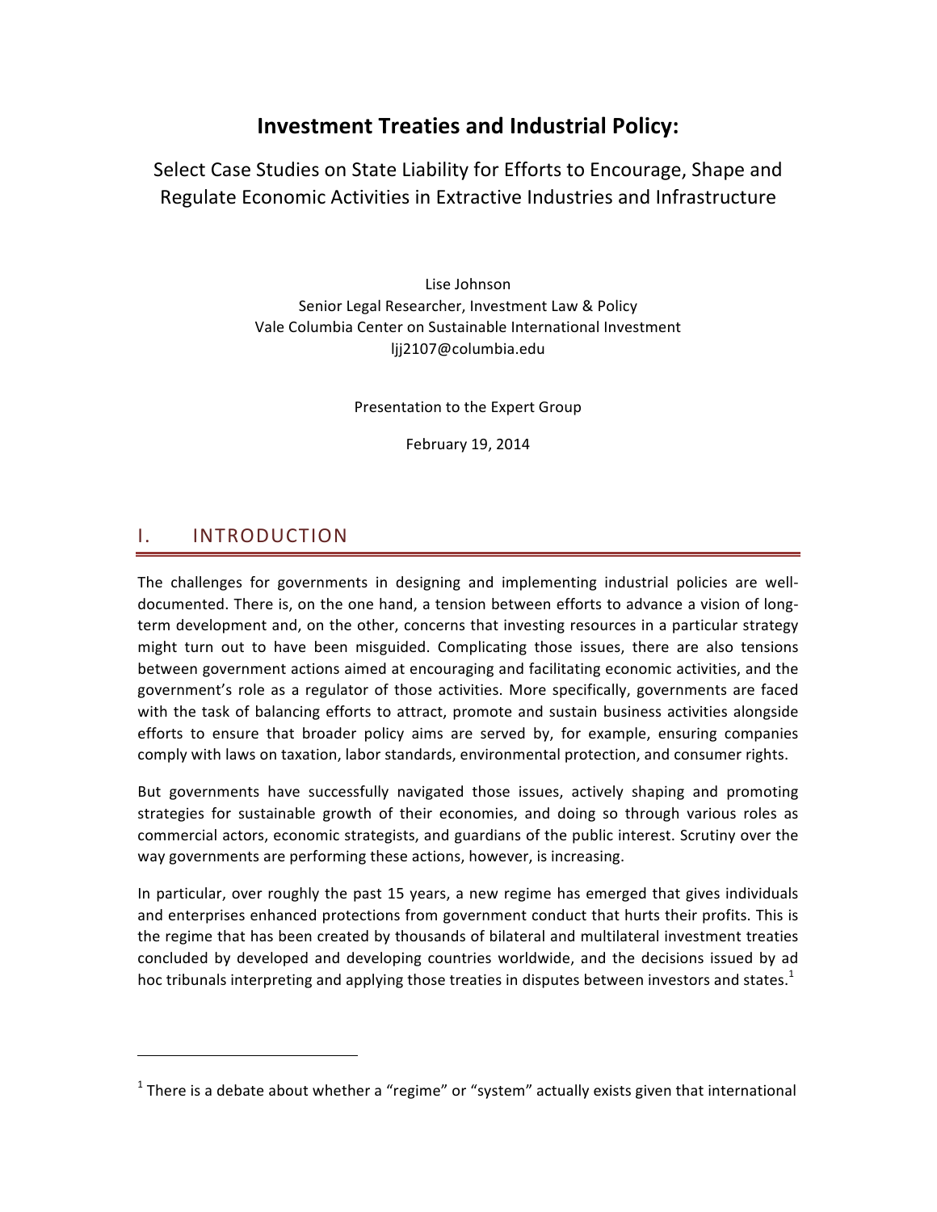# Investment Treaties and Industrial Policy:

Select Case Studies on State Liability for Efforts to Encourage, Shape and Regulate Economic Activities in Extractive Industries and Infrastructure

Lise Johnson
Senior Legal Researcher, Investment Law & Policy
Vale Columbia Center on Sustainable International Investment
ljj2107@columbia.edu

Presentation to the Expert Group

February 19, 2014

## I. INTRODUCTION

The challenges for governments in designing and implementing industrial policies are well-documented. There is, on the one hand, a tension between efforts to advance a vision of long-term development and, on the other, concerns that investing resources in a particular strategy might turn out to have been misguided. Complicating those issues, there are also tensions between government actions aimed at encouraging and facilitating economic activities, and the government's role as a regulator of those activities. More specifically, governments are faced with the task of balancing efforts to attract, promote and sustain business activities alongside efforts to ensure that broader policy aims are served by, for example, ensuring companies comply with laws on taxation, labor standards, environmental protection, and consumer rights.

But governments have successfully navigated those issues, actively shaping and promoting strategies for sustainable growth of their economies, and doing so through various roles as commercial actors, economic strategists, and guardians of the public interest. Scrutiny over the way governments are performing these actions, however, is increasing.

In particular, over roughly the past 15 years, a new regime has emerged that gives individuals and enterprises enhanced protections from government conduct that hurts their profits. This is the regime that has been created by thousands of bilateral and multilateral investment treaties concluded by developed and developing countries worldwide, and the decisions issued by ad hoc tribunals interpreting and applying those treaties in disputes between investors and states.[1]

[1] There is a debate about whether a "regime" or "system" actually exists given that international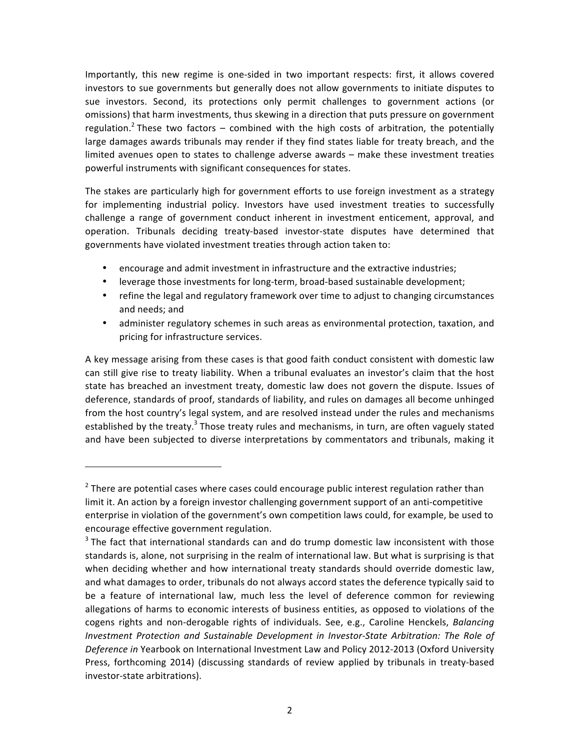Importantly, this new regime is one-sided in two important respects: first, it allows covered investors to sue governments but generally does not allow governments to initiate disputes to sue investors. Second, its protections only permit challenges to government actions (or omissions) that harm investments, thus skewing in a direction that puts pressure on government regulation.[2] These two factors – combined with the high costs of arbitration, the potentially large damages awards tribunals may render if they find states liable for treaty breach, and the limited avenues open to states to challenge adverse awards – make these investment treaties powerful instruments with significant consequences for states.

The stakes are particularly high for government efforts to use foreign investment as a strategy for implementing industrial policy. Investors have used investment treaties to successfully challenge a range of government conduct inherent in investment enticement, approval, and operation. Tribunals deciding treaty-based investor-state disputes have determined that governments have violated investment treaties through action taken to:

- encourage and admit investment in infrastructure and the extractive industries;
- leverage those investments for long-term, broad-based sustainable development;
- refine the legal and regulatory framework over time to adjust to changing circumstances and needs; and
- administer regulatory schemes in such areas as environmental protection, taxation, and pricing for infrastructure services.

A key message arising from these cases is that good faith conduct consistent with domestic law can still give rise to treaty liability. When a tribunal evaluates an investor's claim that the host state has breached an investment treaty, domestic law does not govern the dispute. Issues of deference, standards of proof, standards of liability, and rules on damages all become unhinged from the host country's legal system, and are resolved instead under the rules and mechanisms established by the treaty.[3] Those treaty rules and mechanisms, in turn, are often vaguely stated and have been subjected to diverse interpretations by commentators and tribunals, making it

---

[2] There are potential cases where cases could encourage public interest regulation rather than limit it. An action by a foreign investor challenging government support of an anti-competitive enterprise in violation of the government's own competition laws could, for example, be used to encourage effective government regulation.

[3] The fact that international standards can and do trump domestic law inconsistent with those standards is, alone, not surprising in the realm of international law. But what is surprising is that when deciding whether and how international treaty standards should override domestic law, and what damages to order, tribunals do not always accord states the deference typically said to be a feature of international law, much less the level of deference common for reviewing allegations of harms to economic interests of business entities, as opposed to violations of the cogens rights and non-derogable rights of individuals. See, e.g., Caroline Henckels, *Balancing Investment Protection and Sustainable Development in Investor-State Arbitration: The Role of Deference in* Yearbook on International Investment Law and Policy 2012-2013 (Oxford University Press, forthcoming 2014) (discussing standards of review applied by tribunals in treaty-based investor-state arbitrations).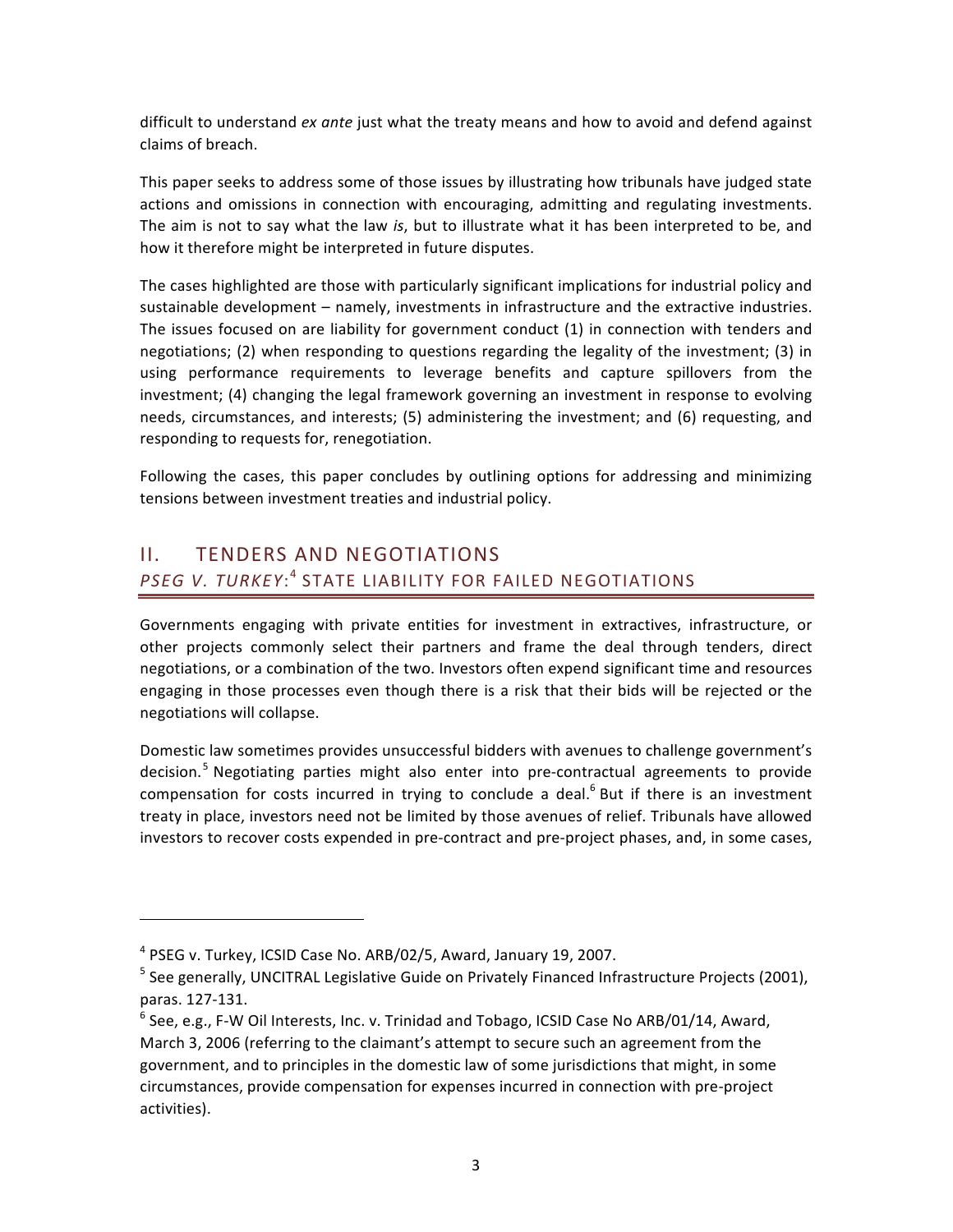difficult to understand *ex ante* just what the treaty means and how to avoid and defend against claims of breach.

This paper seeks to address some of those issues by illustrating how tribunals have judged state actions and omissions in connection with encouraging, admitting and regulating investments. The aim is not to say what the law *is*, but to illustrate what it has been interpreted to be, and how it therefore might be interpreted in future disputes.

The cases highlighted are those with particularly significant implications for industrial policy and sustainable development – namely, investments in infrastructure and the extractive industries. The issues focused on are liability for government conduct (1) in connection with tenders and negotiations; (2) when responding to questions regarding the legality of the investment; (3) in using performance requirements to leverage benefits and capture spillovers from the investment; (4) changing the legal framework governing an investment in response to evolving needs, circumstances, and interests; (5) administering the investment; and (6) requesting, and responding to requests for, renegotiation.

Following the cases, this paper concludes by outlining options for addressing and minimizing tensions between investment treaties and industrial policy.

## II. TENDERS AND NEGOTIATIONS

### *PSEG V. TURKEY*:[4] STATE LIABILITY FOR FAILED NEGOTIATIONS

Governments engaging with private entities for investment in extractives, infrastructure, or other projects commonly select their partners and frame the deal through tenders, direct negotiations, or a combination of the two. Investors often expend significant time and resources engaging in those processes even though there is a risk that their bids will be rejected or the negotiations will collapse.

Domestic law sometimes provides unsuccessful bidders with avenues to challenge government's decision.[5] Negotiating parties might also enter into pre-contractual agreements to provide compensation for costs incurred in trying to conclude a deal.[6] But if there is an investment treaty in place, investors need not be limited by those avenues of relief. Tribunals have allowed investors to recover costs expended in pre-contract and pre-project phases, and, in some cases,

---

[4] PSEG v. Turkey, ICSID Case No. ARB/02/5, Award, January 19, 2007.

[5] See generally, UNCITRAL Legislative Guide on Privately Financed Infrastructure Projects (2001), paras. 127-131.

[6] See, e.g., F-W Oil Interests, Inc. v. Trinidad and Tobago, ICSID Case No ARB/01/14, Award, March 3, 2006 (referring to the claimant's attempt to secure such an agreement from the government, and to principles in the domestic law of some jurisdictions that might, in some circumstances, provide compensation for expenses incurred in connection with pre-project activities).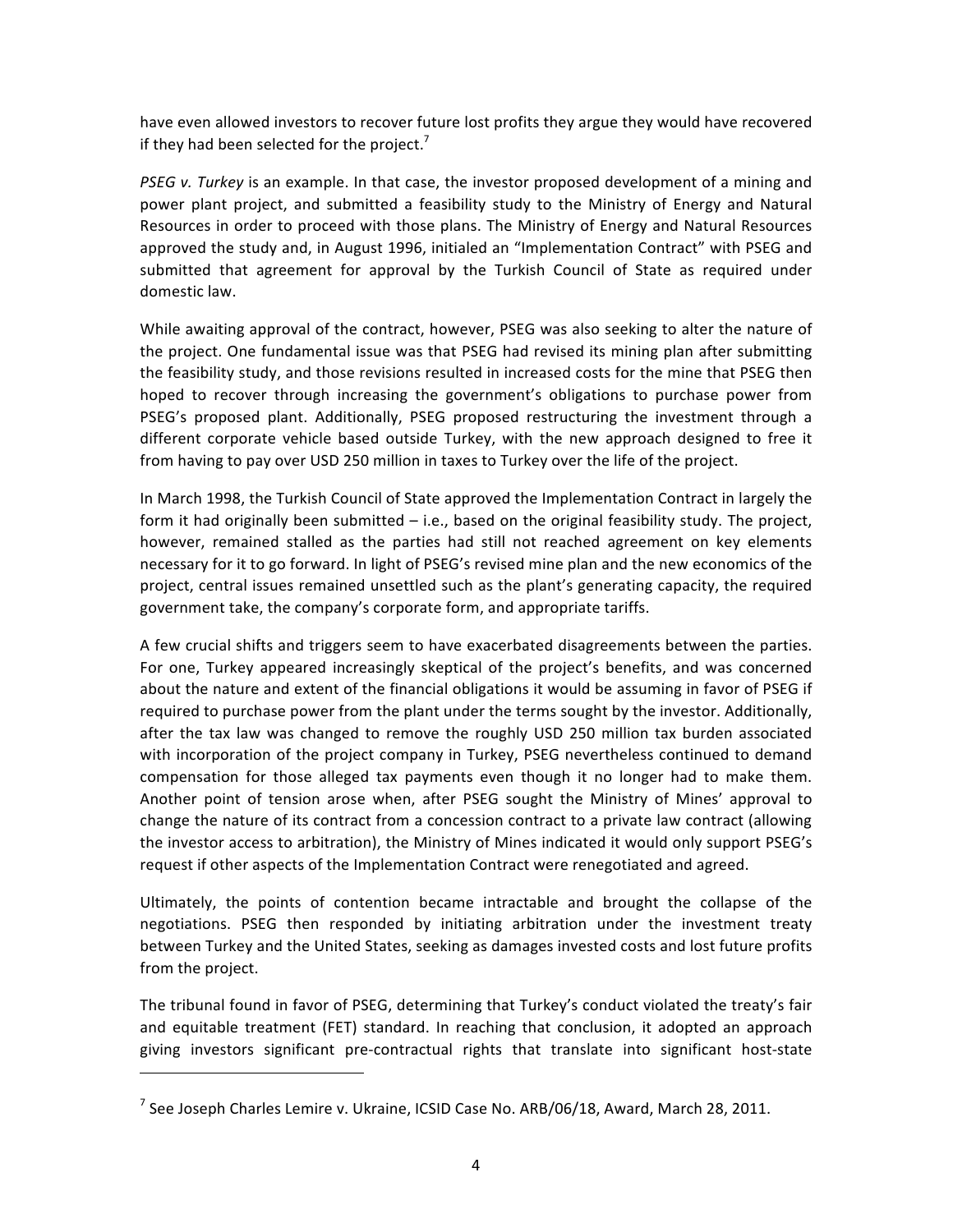have even allowed investors to recover future lost profits they argue they would have recovered if they had been selected for the project.[7]

*PSEG v. Turkey* is an example. In that case, the investor proposed development of a mining and power plant project, and submitted a feasibility study to the Ministry of Energy and Natural Resources in order to proceed with those plans. The Ministry of Energy and Natural Resources approved the study and, in August 1996, initialed an "Implementation Contract" with PSEG and submitted that agreement for approval by the Turkish Council of State as required under domestic law.

While awaiting approval of the contract, however, PSEG was also seeking to alter the nature of the project. One fundamental issue was that PSEG had revised its mining plan after submitting the feasibility study, and those revisions resulted in increased costs for the mine that PSEG then hoped to recover through increasing the government's obligations to purchase power from PSEG's proposed plant. Additionally, PSEG proposed restructuring the investment through a different corporate vehicle based outside Turkey, with the new approach designed to free it from having to pay over USD 250 million in taxes to Turkey over the life of the project.

In March 1998, the Turkish Council of State approved the Implementation Contract in largely the form it had originally been submitted – i.e., based on the original feasibility study. The project, however, remained stalled as the parties had still not reached agreement on key elements necessary for it to go forward. In light of PSEG's revised mine plan and the new economics of the project, central issues remained unsettled such as the plant's generating capacity, the required government take, the company's corporate form, and appropriate tariffs.

A few crucial shifts and triggers seem to have exacerbated disagreements between the parties. For one, Turkey appeared increasingly skeptical of the project's benefits, and was concerned about the nature and extent of the financial obligations it would be assuming in favor of PSEG if required to purchase power from the plant under the terms sought by the investor. Additionally, after the tax law was changed to remove the roughly USD 250 million tax burden associated with incorporation of the project company in Turkey, PSEG nevertheless continued to demand compensation for those alleged tax payments even though it no longer had to make them. Another point of tension arose when, after PSEG sought the Ministry of Mines' approval to change the nature of its contract from a concession contract to a private law contract (allowing the investor access to arbitration), the Ministry of Mines indicated it would only support PSEG's request if other aspects of the Implementation Contract were renegotiated and agreed.

Ultimately, the points of contention became intractable and brought the collapse of the negotiations. PSEG then responded by initiating arbitration under the investment treaty between Turkey and the United States, seeking as damages invested costs and lost future profits from the project.

The tribunal found in favor of PSEG, determining that Turkey's conduct violated the treaty's fair and equitable treatment (FET) standard. In reaching that conclusion, it adopted an approach giving investors significant pre-contractual rights that translate into significant host-state

---

[7] See Joseph Charles Lemire v. Ukraine, ICSID Case No. ARB/06/18, Award, March 28, 2011.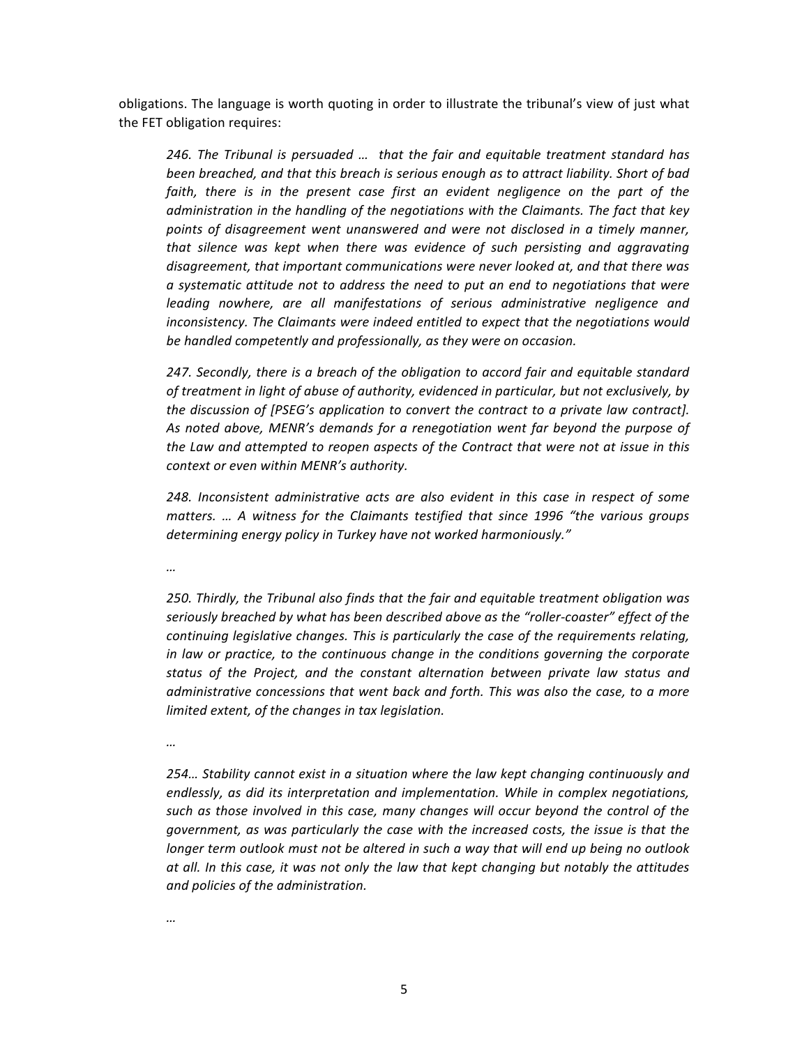obligations. The language is worth quoting in order to illustrate the tribunal's view of just what the FET obligation requires:

> *246. The Tribunal is persuaded … that the fair and equitable treatment standard has been breached, and that this breach is serious enough as to attract liability. Short of bad faith, there is in the present case first an evident negligence on the part of the administration in the handling of the negotiations with the Claimants. The fact that key points of disagreement went unanswered and were not disclosed in a timely manner, that silence was kept when there was evidence of such persisting and aggravating disagreement, that important communications were never looked at, and that there was a systematic attitude not to address the need to put an end to negotiations that were leading nowhere, are all manifestations of serious administrative negligence and inconsistency. The Claimants were indeed entitled to expect that the negotiations would be handled competently and professionally, as they were on occasion.*
>
> *247. Secondly, there is a breach of the obligation to accord fair and equitable standard of treatment in light of abuse of authority, evidenced in particular, but not exclusively, by the discussion of [PSEG's application to convert the contract to a private law contract]. As noted above, MENR's demands for a renegotiation went far beyond the purpose of the Law and attempted to reopen aspects of the Contract that were not at issue in this context or even within MENR's authority.*
>
> *248. Inconsistent administrative acts are also evident in this case in respect of some matters. … A witness for the Claimants testified that since 1996 "the various groups determining energy policy in Turkey have not worked harmoniously."*
>
> *…*
>
> *250. Thirdly, the Tribunal also finds that the fair and equitable treatment obligation was seriously breached by what has been described above as the "roller-coaster" effect of the continuing legislative changes. This is particularly the case of the requirements relating, in law or practice, to the continuous change in the conditions governing the corporate status of the Project, and the constant alternation between private law status and administrative concessions that went back and forth. This was also the case, to a more limited extent, of the changes in tax legislation.*
>
> *…*
>
> *254… Stability cannot exist in a situation where the law kept changing continuously and endlessly, as did its interpretation and implementation. While in complex negotiations, such as those involved in this case, many changes will occur beyond the control of the government, as was particularly the case with the increased costs, the issue is that the longer term outlook must not be altered in such a way that will end up being no outlook at all. In this case, it was not only the law that kept changing but notably the attitudes and policies of the administration.*
>
> *…*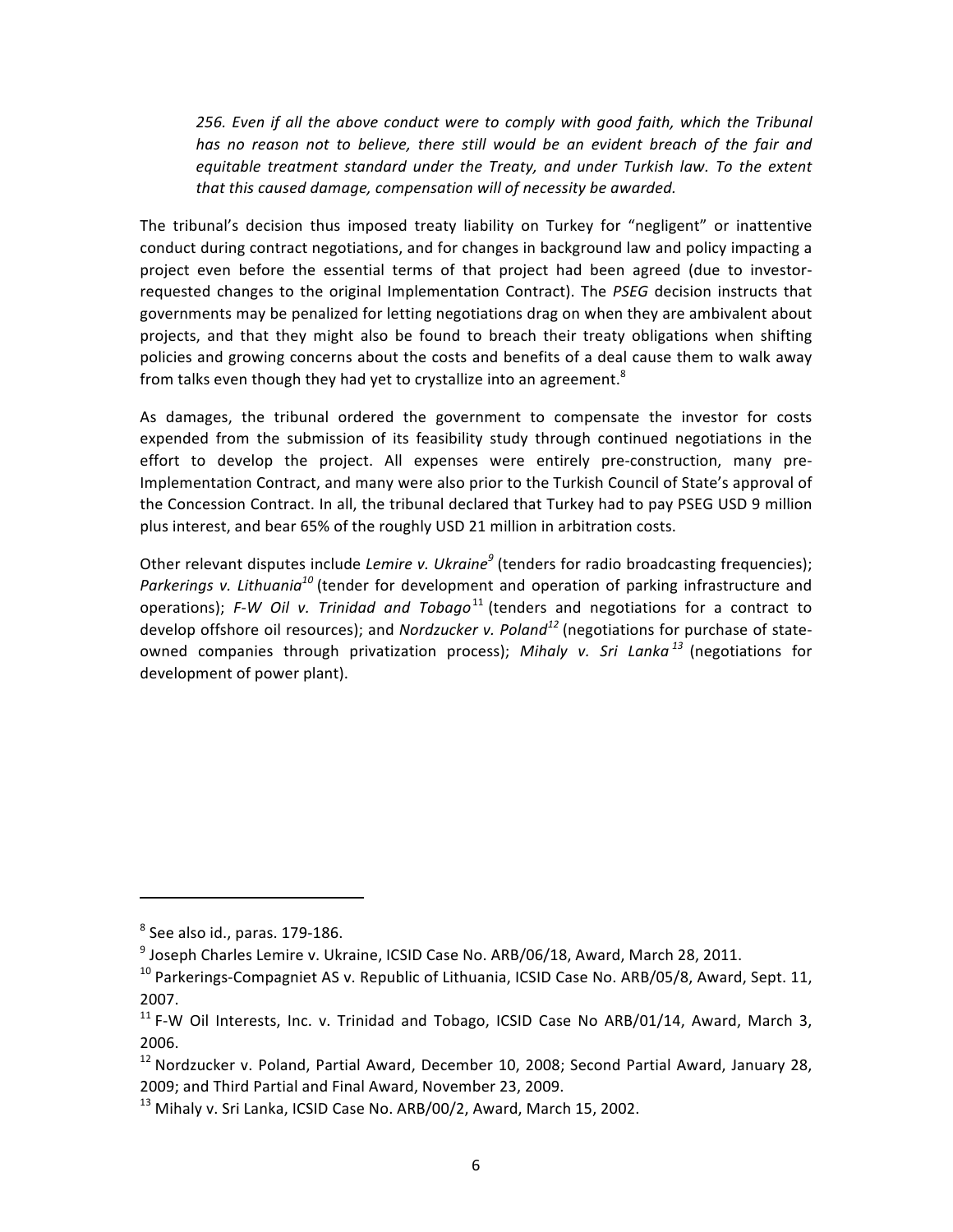> *256. Even if all the above conduct were to comply with good faith, which the Tribunal has no reason not to believe, there still would be an evident breach of the fair and equitable treatment standard under the Treaty, and under Turkish law. To the extent that this caused damage, compensation will of necessity be awarded.*

The tribunal's decision thus imposed treaty liability on Turkey for "negligent" or inattentive conduct during contract negotiations, and for changes in background law and policy impacting a project even before the essential terms of that project had been agreed (due to investor-requested changes to the original Implementation Contract). The *PSEG* decision instructs that governments may be penalized for letting negotiations drag on when they are ambivalent about projects, and that they might also be found to breach their treaty obligations when shifting policies and growing concerns about the costs and benefits of a deal cause them to walk away from talks even though they had yet to crystallize into an agreement.[8]

As damages, the tribunal ordered the government to compensate the investor for costs expended from the submission of its feasibility study through continued negotiations in the effort to develop the project. All expenses were entirely pre-construction, many pre-Implementation Contract, and many were also prior to the Turkish Council of State's approval of the Concession Contract. In all, the tribunal declared that Turkey had to pay PSEG USD 9 million plus interest, and bear 65% of the roughly USD 21 million in arbitration costs.

Other relevant disputes include *Lemire v. Ukraine*[9] (tenders for radio broadcasting frequencies); *Parkerings v. Lithuania*[10] (tender for development and operation of parking infrastructure and operations); *F-W Oil v. Trinidad and Tobago*[11] (tenders and negotiations for a contract to develop offshore oil resources); and *Nordzucker v. Poland*[12] (negotiations for purchase of state-owned companies through privatization process); *Mihaly v. Sri Lanka*[13] (negotiations for development of power plant).

---

[8] See also id., paras. 179-186.

[9] Joseph Charles Lemire v. Ukraine, ICSID Case No. ARB/06/18, Award, March 28, 2011.

[10] Parkerings-Compagniet AS v. Republic of Lithuania, ICSID Case No. ARB/05/8, Award, Sept. 11, 2007.

[11] F-W Oil Interests, Inc. v. Trinidad and Tobago, ICSID Case No ARB/01/14, Award, March 3, 2006.

[12] Nordzucker v. Poland, Partial Award, December 10, 2008; Second Partial Award, January 28, 2009; and Third Partial and Final Award, November 23, 2009.

[13] Mihaly v. Sri Lanka, ICSID Case No. ARB/00/2, Award, March 15, 2002.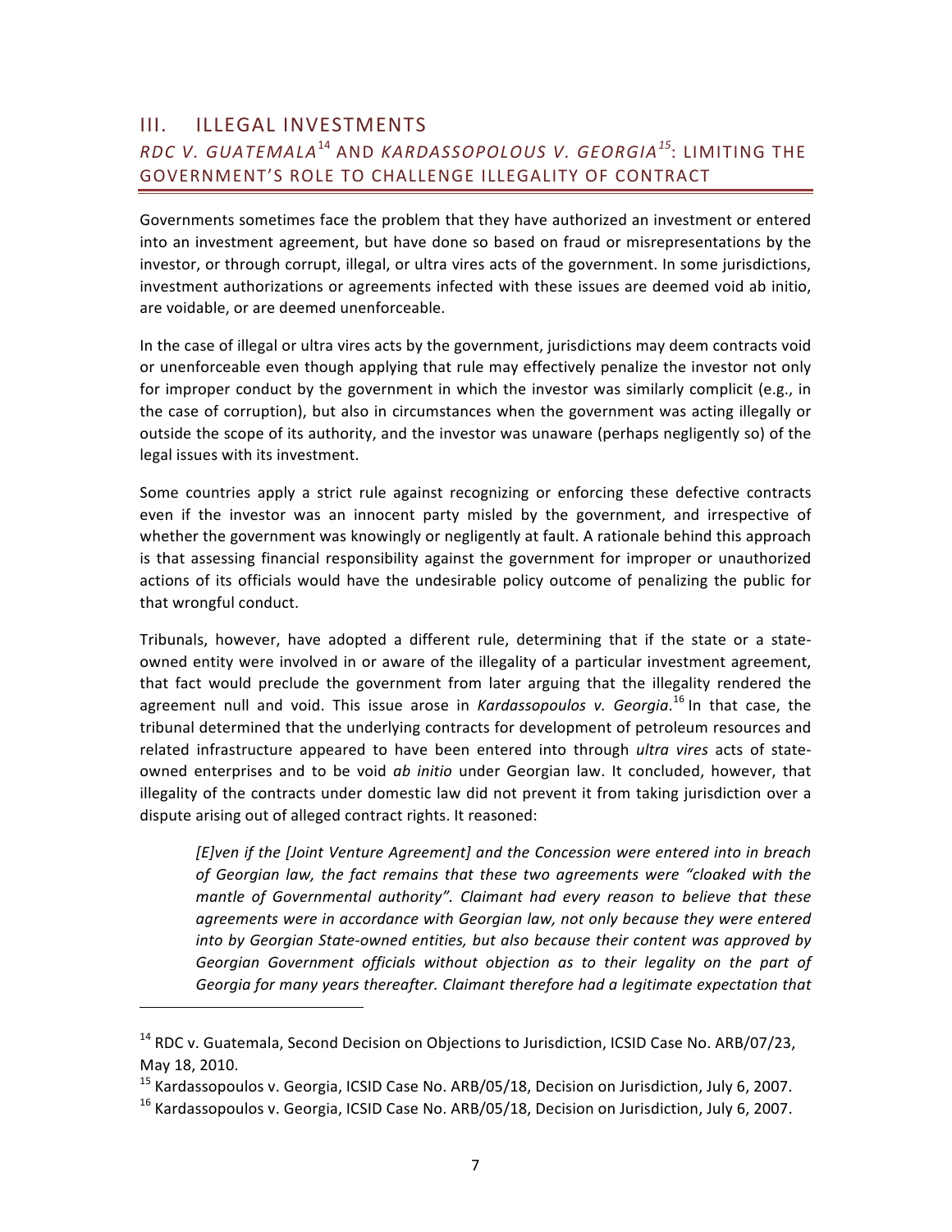## III. ILLEGAL INVESTMENTS

### *RDC V. GUATEMALA*[14] AND *KARDASSOPOLOUS V. GEORGIA*[15]: LIMITING THE GOVERNMENT'S ROLE TO CHALLENGE ILLEGALITY OF CONTRACT

Governments sometimes face the problem that they have authorized an investment or entered into an investment agreement, but have done so based on fraud or misrepresentations by the investor, or through corrupt, illegal, or ultra vires acts of the government. In some jurisdictions, investment authorizations or agreements infected with these issues are deemed void ab initio, are voidable, or are deemed unenforceable.

In the case of illegal or ultra vires acts by the government, jurisdictions may deem contracts void or unenforceable even though applying that rule may effectively penalize the investor not only for improper conduct by the government in which the investor was similarly complicit (e.g., in the case of corruption), but also in circumstances when the government was acting illegally or outside the scope of its authority, and the investor was unaware (perhaps negligently so) of the legal issues with its investment.

Some countries apply a strict rule against recognizing or enforcing these defective contracts even if the investor was an innocent party misled by the government, and irrespective of whether the government was knowingly or negligently at fault. A rationale behind this approach is that assessing financial responsibility against the government for improper or unauthorized actions of its officials would have the undesirable policy outcome of penalizing the public for that wrongful conduct.

Tribunals, however, have adopted a different rule, determining that if the state or a state-owned entity were involved in or aware of the illegality of a particular investment agreement, that fact would preclude the government from later arguing that the illegality rendered the agreement null and void. This issue arose in *Kardassopoulos v. Georgia*.[16] In that case, the tribunal determined that the underlying contracts for development of petroleum resources and related infrastructure appeared to have been entered into through *ultra vires* acts of state-owned enterprises and to be void *ab initio* under Georgian law. It concluded, however, that illegality of the contracts under domestic law did not prevent it from taking jurisdiction over a dispute arising out of alleged contract rights. It reasoned:

> *[E]ven if the [Joint Venture Agreement] and the Concession were entered into in breach of Georgian law, the fact remains that these two agreements were "cloaked with the mantle of Governmental authority". Claimant had every reason to believe that these agreements were in accordance with Georgian law, not only because they were entered into by Georgian State-owned entities, but also because their content was approved by Georgian Government officials without objection as to their legality on the part of Georgia for many years thereafter. Claimant therefore had a legitimate expectation that*

---

[14] RDC v. Guatemala, Second Decision on Objections to Jurisdiction, ICSID Case No. ARB/07/23, May 18, 2010.

[15] Kardassopoulos v. Georgia, ICSID Case No. ARB/05/18, Decision on Jurisdiction, July 6, 2007.

[16] Kardassopoulos v. Georgia, ICSID Case No. ARB/05/18, Decision on Jurisdiction, July 6, 2007.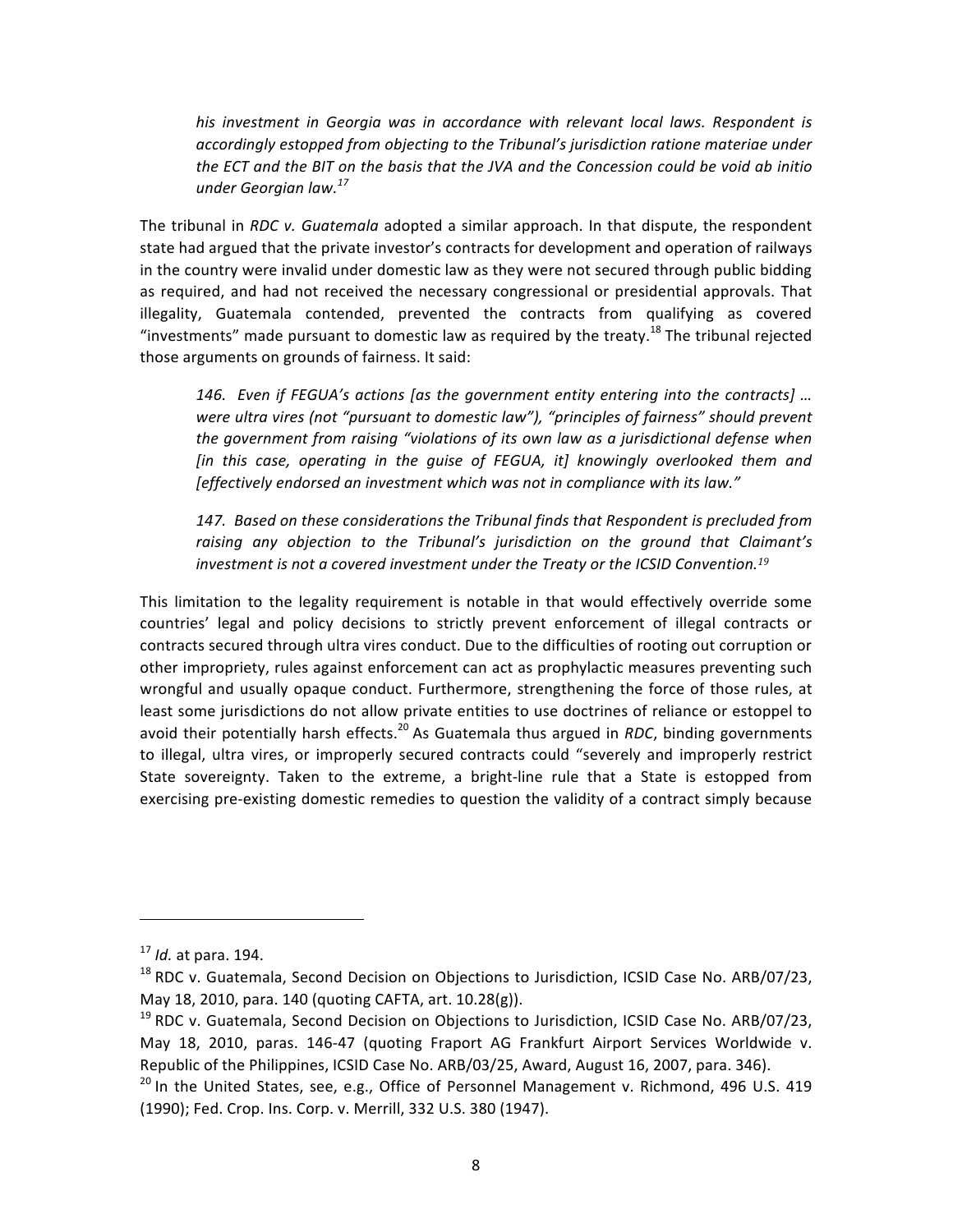> *his investment in Georgia was in accordance with relevant local laws. Respondent is accordingly estopped from objecting to the Tribunal's jurisdiction ratione materiae under the ECT and the BIT on the basis that the JVA and the Concession could be void ab initio under Georgian law.*[17]

The tribunal in *RDC v. Guatemala* adopted a similar approach. In that dispute, the respondent state had argued that the private investor's contracts for development and operation of railways in the country were invalid under domestic law as they were not secured through public bidding as required, and had not received the necessary congressional or presidential approvals. That illegality, Guatemala contended, prevented the contracts from qualifying as covered "investments" made pursuant to domestic law as required by the treaty.[18] The tribunal rejected those arguments on grounds of fairness. It said:

> *146. Even if FEGUA's actions [as the government entity entering into the contracts] … were ultra vires (not "pursuant to domestic law"), "principles of fairness" should prevent the government from raising "violations of its own law as a jurisdictional defense when [in this case, operating in the guise of FEGUA, it] knowingly overlooked them and [effectively endorsed an investment which was not in compliance with its law."*
>
> *147. Based on these considerations the Tribunal finds that Respondent is precluded from raising any objection to the Tribunal's jurisdiction on the ground that Claimant's investment is not a covered investment under the Treaty or the ICSID Convention.*[19]

This limitation to the legality requirement is notable in that would effectively override some countries' legal and policy decisions to strictly prevent enforcement of illegal contracts or contracts secured through ultra vires conduct. Due to the difficulties of rooting out corruption or other impropriety, rules against enforcement can act as prophylactic measures preventing such wrongful and usually opaque conduct. Furthermore, strengthening the force of those rules, at least some jurisdictions do not allow private entities to use doctrines of reliance or estoppel to avoid their potentially harsh effects.[20] As Guatemala thus argued in *RDC*, binding governments to illegal, ultra vires, or improperly secured contracts could "severely and improperly restrict State sovereignty. Taken to the extreme, a bright-line rule that a State is estopped from exercising pre-existing domestic remedies to question the validity of a contract simply because

---

[17] *Id.* at para. 194.

[18] RDC v. Guatemala, Second Decision on Objections to Jurisdiction, ICSID Case No. ARB/07/23, May 18, 2010, para. 140 (quoting CAFTA, art. 10.28(g)).

[19] RDC v. Guatemala, Second Decision on Objections to Jurisdiction, ICSID Case No. ARB/07/23, May 18, 2010, paras. 146-47 (quoting Fraport AG Frankfurt Airport Services Worldwide v. Republic of the Philippines, ICSID Case No. ARB/03/25, Award, August 16, 2007, para. 346).

[20] In the United States, see, e.g., Office of Personnel Management v. Richmond, 496 U.S. 419 (1990); Fed. Crop. Ins. Corp. v. Merrill, 332 U.S. 380 (1947).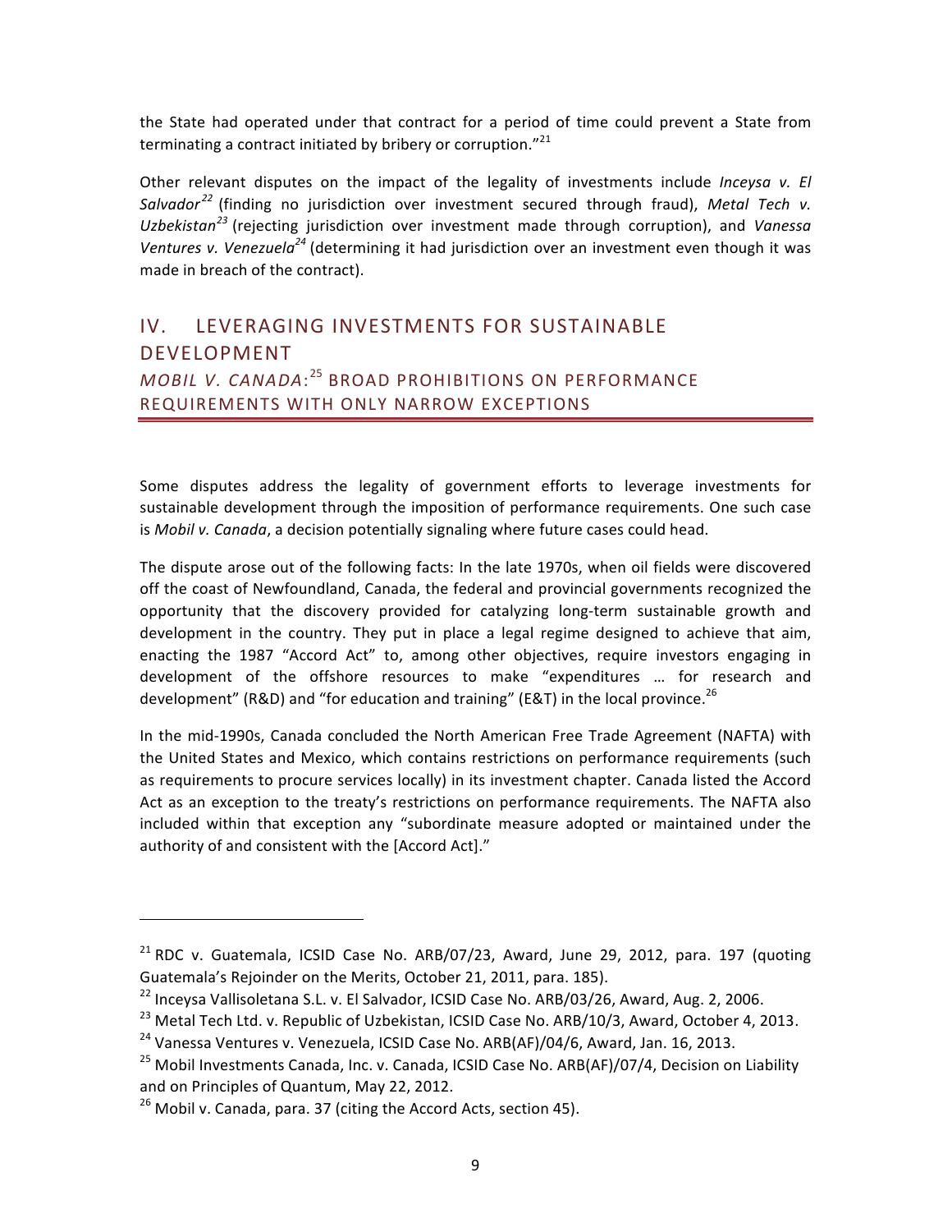the State had operated under that contract for a period of time could prevent a State from terminating a contract initiated by bribery or corruption."[21]

Other relevant disputes on the impact of the legality of investments include *Inceysa v. El Salvador*[22] (finding no jurisdiction over investment secured through fraud), *Metal Tech v. Uzbekistan*[23] (rejecting jurisdiction over investment made through corruption), and *Vanessa Ventures v. Venezuela*[24] (determining it had jurisdiction over an investment even though it was made in breach of the contract).

## IV. LEVERAGING INVESTMENTS FOR SUSTAINABLE DEVELOPMENT

### *MOBIL V. CANADA*:[25] BROAD PROHIBITIONS ON PERFORMANCE REQUIREMENTS WITH ONLY NARROW EXCEPTIONS

Some disputes address the legality of government efforts to leverage investments for sustainable development through the imposition of performance requirements. One such case is *Mobil v. Canada*, a decision potentially signaling where future cases could head.

The dispute arose out of the following facts: In the late 1970s, when oil fields were discovered off the coast of Newfoundland, Canada, the federal and provincial governments recognized the opportunity that the discovery provided for catalyzing long-term sustainable growth and development in the country. They put in place a legal regime designed to achieve that aim, enacting the 1987 "Accord Act" to, among other objectives, require investors engaging in development of the offshore resources to make "expenditures … for research and development" (R&D) and "for education and training" (E&T) in the local province.[26]

In the mid-1990s, Canada concluded the North American Free Trade Agreement (NAFTA) with the United States and Mexico, which contains restrictions on performance requirements (such as requirements to procure services locally) in its investment chapter. Canada listed the Accord Act as an exception to the treaty's restrictions on performance requirements. The NAFTA also included within that exception any "subordinate measure adopted or maintained under the authority of and consistent with the [Accord Act]."

---

[21] RDC v. Guatemala, ICSID Case No. ARB/07/23, Award, June 29, 2012, para. 197 (quoting Guatemala's Rejoinder on the Merits, October 21, 2011, para. 185).

[22] Inceysa Vallisoletana S.L. v. El Salvador, ICSID Case No. ARB/03/26, Award, Aug. 2, 2006.

[23] Metal Tech Ltd. v. Republic of Uzbekistan, ICSID Case No. ARB/10/3, Award, October 4, 2013.

[24] Vanessa Ventures v. Venezuela, ICSID Case No. ARB(AF)/04/6, Award, Jan. 16, 2013.

[25] Mobil Investments Canada, Inc. v. Canada, ICSID Case No. ARB(AF)/07/4, Decision on Liability and on Principles of Quantum, May 22, 2012.

[26] Mobil v. Canada, para. 37 (citing the Accord Acts, section 45).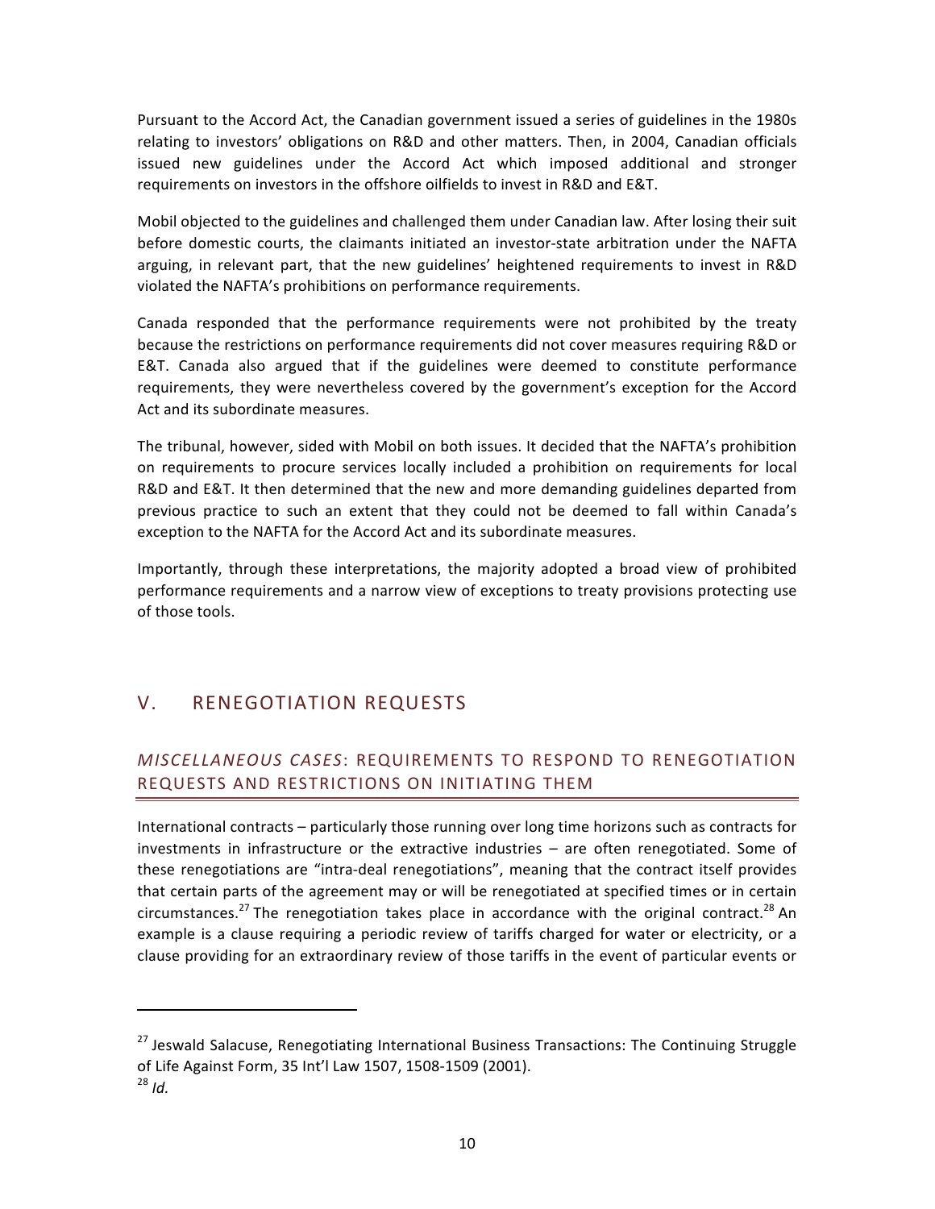Pursuant to the Accord Act, the Canadian government issued a series of guidelines in the 1980s relating to investors' obligations on R&D and other matters. Then, in 2004, Canadian officials issued new guidelines under the Accord Act which imposed additional and stronger requirements on investors in the offshore oilfields to invest in R&D and E&T.

Mobil objected to the guidelines and challenged them under Canadian law. After losing their suit before domestic courts, the claimants initiated an investor-state arbitration under the NAFTA arguing, in relevant part, that the new guidelines' heightened requirements to invest in R&D violated the NAFTA's prohibitions on performance requirements.

Canada responded that the performance requirements were not prohibited by the treaty because the restrictions on performance requirements did not cover measures requiring R&D or E&T. Canada also argued that if the guidelines were deemed to constitute performance requirements, they were nevertheless covered by the government's exception for the Accord Act and its subordinate measures.

The tribunal, however, sided with Mobil on both issues. It decided that the NAFTA's prohibition on requirements to procure services locally included a prohibition on requirements for local R&D and E&T. It then determined that the new and more demanding guidelines departed from previous practice to such an extent that they could not be deemed to fall within Canada's exception to the NAFTA for the Accord Act and its subordinate measures.

Importantly, through these interpretations, the majority adopted a broad view of prohibited performance requirements and a narrow view of exceptions to treaty provisions protecting use of those tools.

## V. RENEGOTIATION REQUESTS

### *MISCELLANEOUS CASES*: REQUIREMENTS TO RESPOND TO RENEGOTIATION REQUESTS AND RESTRICTIONS ON INITIATING THEM

International contracts – particularly those running over long time horizons such as contracts for investments in infrastructure or the extractive industries – are often renegotiated. Some of these renegotiations are "intra-deal renegotiations", meaning that the contract itself provides that certain parts of the agreement may or will be renegotiated at specified times or in certain circumstances.[27] The renegotiation takes place in accordance with the original contract.[28] An example is a clause requiring a periodic review of tariffs charged for water or electricity, or a clause providing for an extraordinary review of those tariffs in the event of particular events or

[27] Jeswald Salacuse, Renegotiating International Business Transactions: The Continuing Struggle of Life Against Form, 35 Int'l Law 1507, 1508-1509 (2001).

[28] *Id.*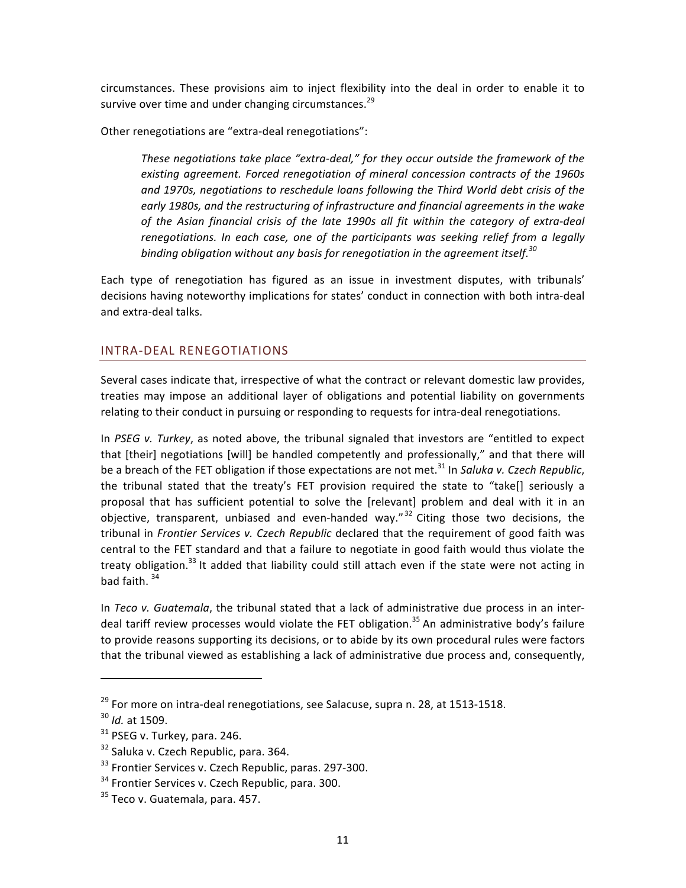circumstances. These provisions aim to inject flexibility into the deal in order to enable it to survive over time and under changing circumstances.[29]

Other renegotiations are "extra-deal renegotiations":

> *These negotiations take place "extra-deal," for they occur outside the framework of the existing agreement. Forced renegotiation of mineral concession contracts of the 1960s and 1970s, negotiations to reschedule loans following the Third World debt crisis of the early 1980s, and the restructuring of infrastructure and financial agreements in the wake of the Asian financial crisis of the late 1990s all fit within the category of extra-deal renegotiations. In each case, one of the participants was seeking relief from a legally binding obligation without any basis for renegotiation in the agreement itself.*[30]

Each type of renegotiation has figured as an issue in investment disputes, with tribunals' decisions having noteworthy implications for states' conduct in connection with both intra-deal and extra-deal talks.

## INTRA-DEAL RENEGOTIATIONS

Several cases indicate that, irrespective of what the contract or relevant domestic law provides, treaties may impose an additional layer of obligations and potential liability on governments relating to their conduct in pursuing or responding to requests for intra-deal renegotiations.

In *PSEG v. Turkey*, as noted above, the tribunal signaled that investors are "entitled to expect that [their] negotiations [will] be handled competently and professionally," and that there will be a breach of the FET obligation if those expectations are not met.[31] In *Saluka v. Czech Republic*, the tribunal stated that the treaty's FET provision required the state to "take[] seriously a proposal that has sufficient potential to solve the [relevant] problem and deal with it in an objective, transparent, unbiased and even-handed way."[32] Citing those two decisions, the tribunal in *Frontier Services v. Czech Republic* declared that the requirement of good faith was central to the FET standard and that a failure to negotiate in good faith would thus violate the treaty obligation.[33] It added that liability could still attach even if the state were not acting in bad faith.[34]

In *Teco v. Guatemala*, the tribunal stated that a lack of administrative due process in an inter-deal tariff review processes would violate the FET obligation.[35] An administrative body's failure to provide reasons supporting its decisions, or to abide by its own procedural rules were factors that the tribunal viewed as establishing a lack of administrative due process and, consequently,

---

[29] For more on intra-deal renegotiations, see Salacuse, supra n. 28, at 1513-1518.

[30] *Id.* at 1509.

[31] PSEG v. Turkey, para. 246.

[32] Saluka v. Czech Republic, para. 364.

[33] Frontier Services v. Czech Republic, paras. 297-300.

[34] Frontier Services v. Czech Republic, para. 300.

[35] Teco v. Guatemala, para. 457.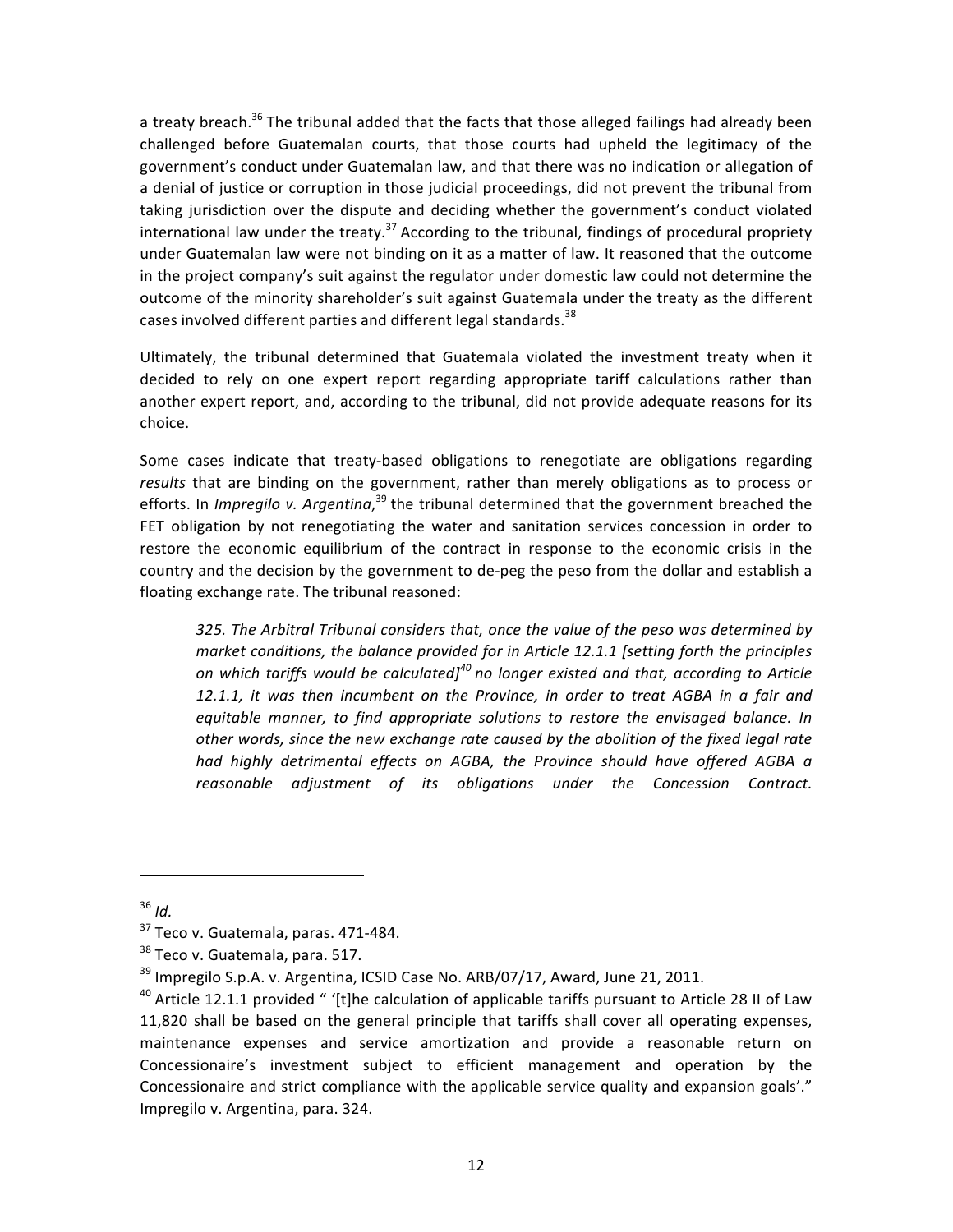a treaty breach.[36] The tribunal added that the facts that those alleged failings had already been challenged before Guatemalan courts, that those courts had upheld the legitimacy of the government's conduct under Guatemalan law, and that there was no indication or allegation of a denial of justice or corruption in those judicial proceedings, did not prevent the tribunal from taking jurisdiction over the dispute and deciding whether the government's conduct violated international law under the treaty.[37] According to the tribunal, findings of procedural propriety under Guatemalan law were not binding on it as a matter of law. It reasoned that the outcome in the project company's suit against the regulator under domestic law could not determine the outcome of the minority shareholder's suit against Guatemala under the treaty as the different cases involved different parties and different legal standards.[38]

Ultimately, the tribunal determined that Guatemala violated the investment treaty when it decided to rely on one expert report regarding appropriate tariff calculations rather than another expert report, and, according to the tribunal, did not provide adequate reasons for its choice.

Some cases indicate that treaty-based obligations to renegotiate are obligations regarding *results* that are binding on the government, rather than merely obligations as to process or efforts. In *Impregilo v. Argentina*,[39] the tribunal determined that the government breached the FET obligation by not renegotiating the water and sanitation services concession in order to restore the economic equilibrium of the contract in response to the economic crisis in the country and the decision by the government to de-peg the peso from the dollar and establish a floating exchange rate. The tribunal reasoned:

> *325. The Arbitral Tribunal considers that, once the value of the peso was determined by market conditions, the balance provided for in Article 12.1.1 [setting forth the principles on which tariffs would be calculated][40] no longer existed and that, according to Article 12.1.1, it was then incumbent on the Province, in order to treat AGBA in a fair and equitable manner, to find appropriate solutions to restore the envisaged balance. In other words, since the new exchange rate caused by the abolition of the fixed legal rate had highly detrimental effects on AGBA, the Province should have offered AGBA a reasonable adjustment of its obligations under the Concession Contract.*

---

[36] *Id.*

[37] Teco v. Guatemala, paras. 471-484.

[38] Teco v. Guatemala, para. 517.

[39] Impregilo S.p.A. v. Argentina, ICSID Case No. ARB/07/17, Award, June 21, 2011.

[40] Article 12.1.1 provided " '[t]he calculation of applicable tariffs pursuant to Article 28 II of Law 11,820 shall be based on the general principle that tariffs shall cover all operating expenses, maintenance expenses and service amortization and provide a reasonable return on Concessionaire's investment subject to efficient management and operation by the Concessionaire and strict compliance with the applicable service quality and expansion goals'." Impregilo v. Argentina, para. 324.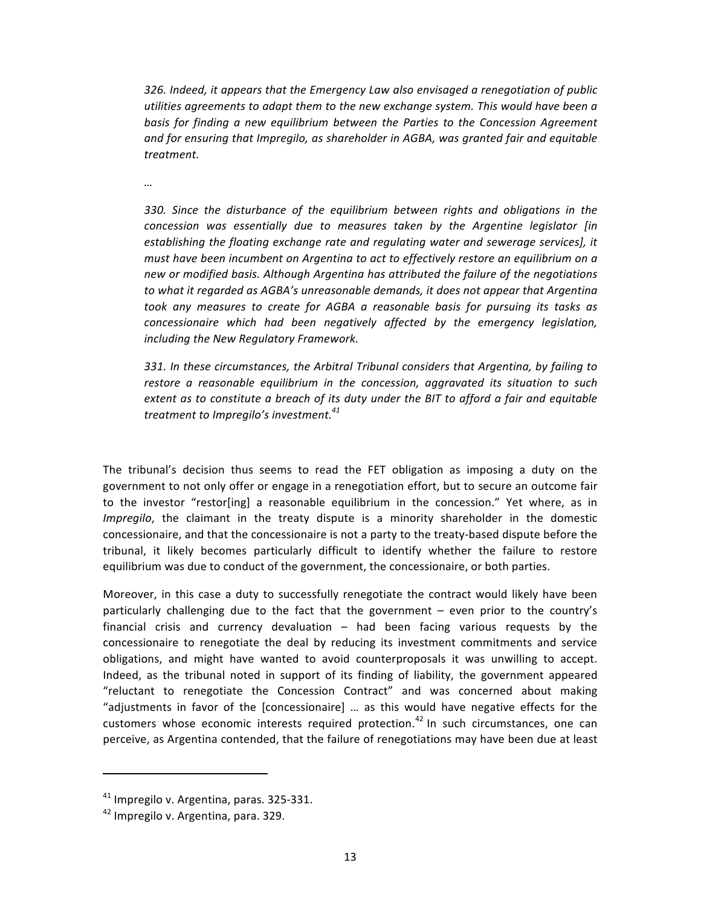> *326. Indeed, it appears that the Emergency Law also envisaged a renegotiation of public utilities agreements to adapt them to the new exchange system. This would have been a basis for finding a new equilibrium between the Parties to the Concession Agreement and for ensuring that Impregilo, as shareholder in AGBA, was granted fair and equitable treatment.*
>
> *…*
>
> *330. Since the disturbance of the equilibrium between rights and obligations in the concession was essentially due to measures taken by the Argentine legislator [in establishing the floating exchange rate and regulating water and sewerage services], it must have been incumbent on Argentina to act to effectively restore an equilibrium on a new or modified basis. Although Argentina has attributed the failure of the negotiations to what it regarded as AGBA's unreasonable demands, it does not appear that Argentina took any measures to create for AGBA a reasonable basis for pursuing its tasks as concessionaire which had been negatively affected by the emergency legislation, including the New Regulatory Framework.*
>
> *331. In these circumstances, the Arbitral Tribunal considers that Argentina, by failing to restore a reasonable equilibrium in the concession, aggravated its situation to such extent as to constitute a breach of its duty under the BIT to afford a fair and equitable treatment to Impregilo's investment.*[41]

The tribunal's decision thus seems to read the FET obligation as imposing a duty on the government to not only offer or engage in a renegotiation effort, but to secure an outcome fair to the investor "restor[ing] a reasonable equilibrium in the concession." Yet where, as in *Impregilo*, the claimant in the treaty dispute is a minority shareholder in the domestic concessionaire, and that the concessionaire is not a party to the treaty-based dispute before the tribunal, it likely becomes particularly difficult to identify whether the failure to restore equilibrium was due to conduct of the government, the concessionaire, or both parties.

Moreover, in this case a duty to successfully renegotiate the contract would likely have been particularly challenging due to the fact that the government – even prior to the country's financial crisis and currency devaluation – had been facing various requests by the concessionaire to renegotiate the deal by reducing its investment commitments and service obligations, and might have wanted to avoid counterproposals it was unwilling to accept. Indeed, as the tribunal noted in support of its finding of liability, the government appeared "reluctant to renegotiate the Concession Contract" and was concerned about making "adjustments in favor of the [concessionaire] … as this would have negative effects for the customers whose economic interests required protection.[42] In such circumstances, one can perceive, as Argentina contended, that the failure of renegotiations may have been due at least

---

[41] Impregilo v. Argentina, paras. 325-331.

[42] Impregilo v. Argentina, para. 329.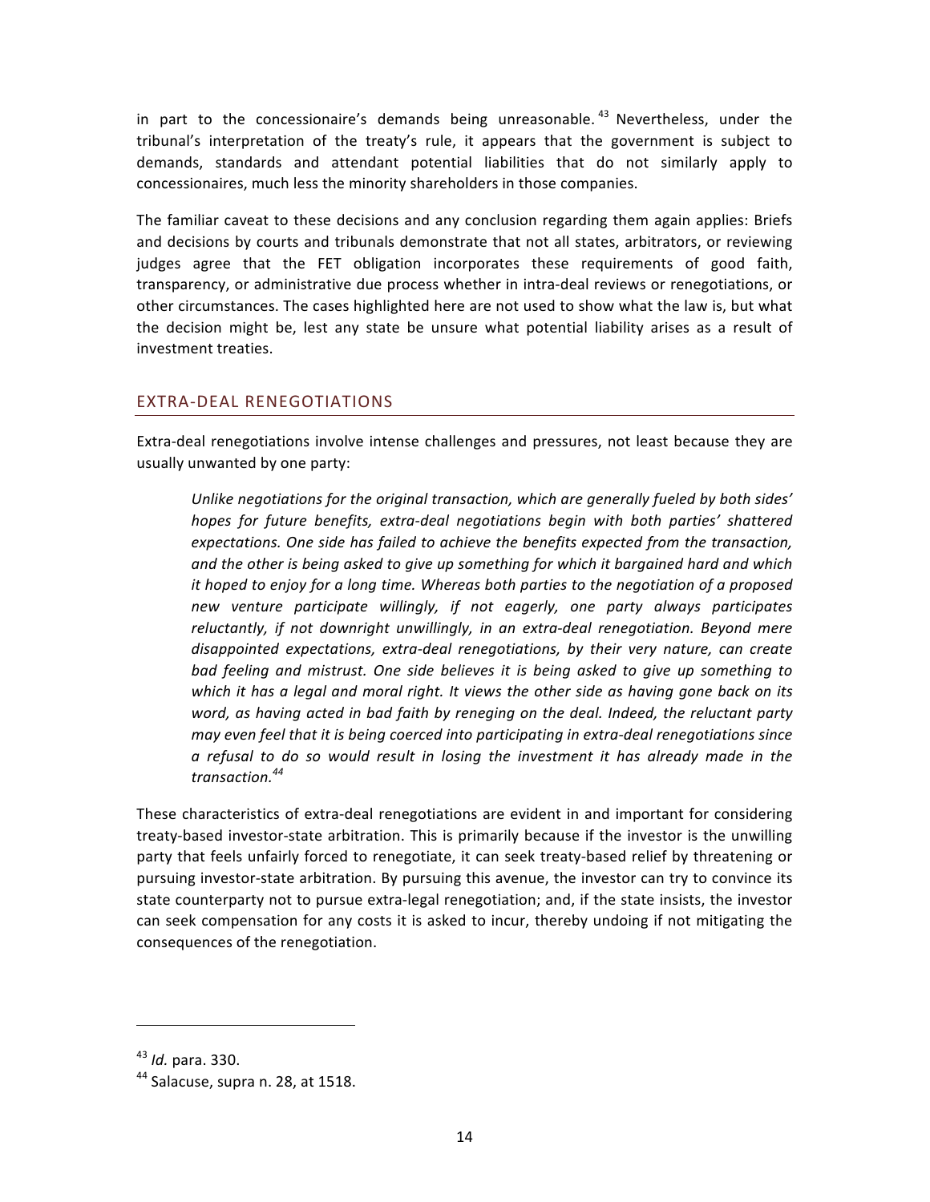in part to the concessionaire's demands being unreasonable.[43] Nevertheless, under the tribunal's interpretation of the treaty's rule, it appears that the government is subject to demands, standards and attendant potential liabilities that do not similarly apply to concessionaires, much less the minority shareholders in those companies.

The familiar caveat to these decisions and any conclusion regarding them again applies: Briefs and decisions by courts and tribunals demonstrate that not all states, arbitrators, or reviewing judges agree that the FET obligation incorporates these requirements of good faith, transparency, or administrative due process whether in intra-deal reviews or renegotiations, or other circumstances. The cases highlighted here are not used to show what the law is, but what the decision might be, lest any state be unsure what potential liability arises as a result of investment treaties.

## EXTRA-DEAL RENEGOTIATIONS

Extra-deal renegotiations involve intense challenges and pressures, not least because they are usually unwanted by one party:

> *Unlike negotiations for the original transaction, which are generally fueled by both sides' hopes for future benefits, extra-deal negotiations begin with both parties' shattered expectations. One side has failed to achieve the benefits expected from the transaction, and the other is being asked to give up something for which it bargained hard and which it hoped to enjoy for a long time. Whereas both parties to the negotiation of a proposed new venture participate willingly, if not eagerly, one party always participates reluctantly, if not downright unwillingly, in an extra-deal renegotiation. Beyond mere disappointed expectations, extra-deal renegotiations, by their very nature, can create bad feeling and mistrust. One side believes it is being asked to give up something to which it has a legal and moral right. It views the other side as having gone back on its word, as having acted in bad faith by reneging on the deal. Indeed, the reluctant party may even feel that it is being coerced into participating in extra-deal renegotiations since a refusal to do so would result in losing the investment it has already made in the transaction.*[44]

These characteristics of extra-deal renegotiations are evident in and important for considering treaty-based investor-state arbitration. This is primarily because if the investor is the unwilling party that feels unfairly forced to renegotiate, it can seek treaty-based relief by threatening or pursuing investor-state arbitration. By pursuing this avenue, the investor can try to convince its state counterparty not to pursue extra-legal renegotiation; and, if the state insists, the investor can seek compensation for any costs it is asked to incur, thereby undoing if not mitigating the consequences of the renegotiation.

---

[43] *Id.* para. 330.

[44] Salacuse, supra n. 28, at 1518.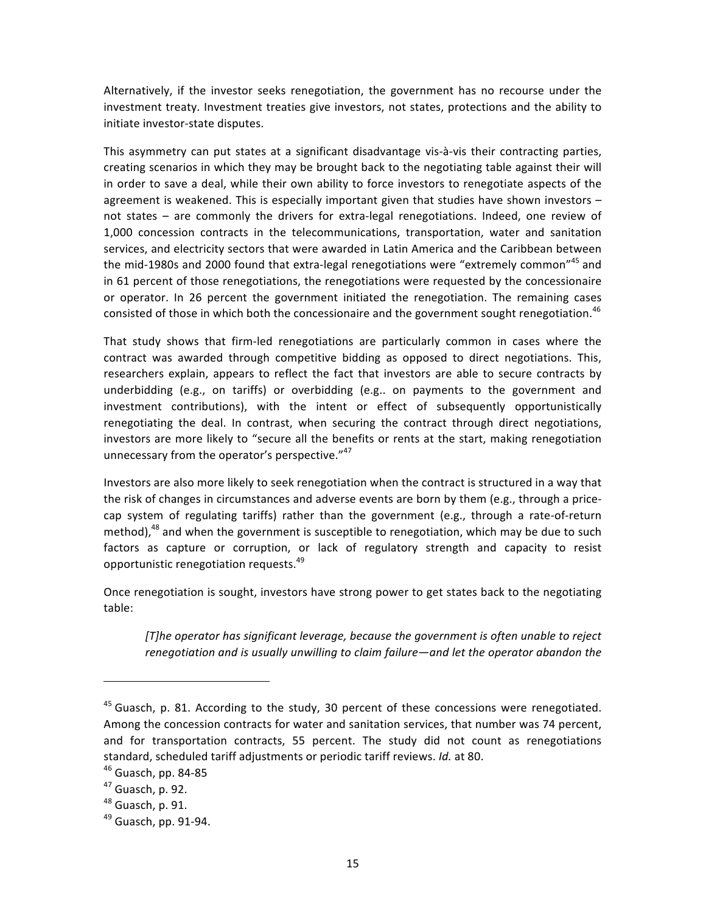Alternatively, if the investor seeks renegotiation, the government has no recourse under the investment treaty. Investment treaties give investors, not states, protections and the ability to initiate investor-state disputes.

This asymmetry can put states at a significant disadvantage vis-à-vis their contracting parties, creating scenarios in which they may be brought back to the negotiating table against their will in order to save a deal, while their own ability to force investors to renegotiate aspects of the agreement is weakened. This is especially important given that studies have shown investors – not states – are commonly the drivers for extra-legal renegotiations. Indeed, one review of 1,000 concession contracts in the telecommunications, transportation, water and sanitation services, and electricity sectors that were awarded in Latin America and the Caribbean between the mid-1980s and 2000 found that extra-legal renegotiations were "extremely common"[45] and in 61 percent of those renegotiations, the renegotiations were requested by the concessionaire or operator. In 26 percent the government initiated the renegotiation. The remaining cases consisted of those in which both the concessionaire and the government sought renegotiation.[46]

That study shows that firm-led renegotiations are particularly common in cases where the contract was awarded through competitive bidding as opposed to direct negotiations. This, researchers explain, appears to reflect the fact that investors are able to secure contracts by underbidding (e.g., on tariffs) or overbidding (e.g.. on payments to the government and investment contributions), with the intent or effect of subsequently opportunistically renegotiating the deal. In contrast, when securing the contract through direct negotiations, investors are more likely to "secure all the benefits or rents at the start, making renegotiation unnecessary from the operator's perspective."[47]

Investors are also more likely to seek renegotiation when the contract is structured in a way that the risk of changes in circumstances and adverse events are born by them (e.g., through a price-cap system of regulating tariffs) rather than the government (e.g., through a rate-of-return method),[48] and when the government is susceptible to renegotiation, which may be due to such factors as capture or corruption, or lack of regulatory strength and capacity to resist opportunistic renegotiation requests.[49]

Once renegotiation is sought, investors have strong power to get states back to the negotiating table:

> *[T]he operator has significant leverage, because the government is often unable to reject renegotiation and is usually unwilling to claim failure—and let the operator abandon the*

---

[45] Guasch, p. 81. According to the study, 30 percent of these concessions were renegotiated. Among the concession contracts for water and sanitation services, that number was 74 percent, and for transportation contracts, 55 percent. The study did not count as renegotiations standard, scheduled tariff adjustments or periodic tariff reviews. *Id.* at 80.

[46] Guasch, pp. 84-85

[47] Guasch, p. 92.

[48] Guasch, p. 91.

[49] Guasch, pp. 91-94.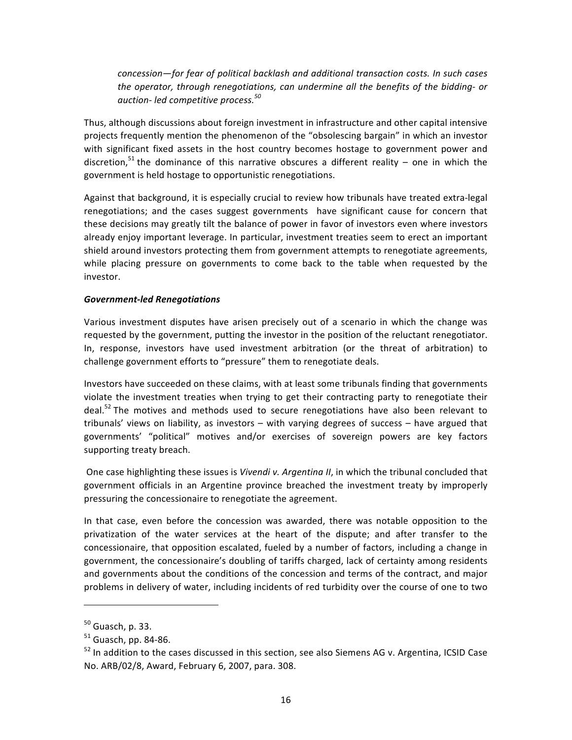> *concession—for fear of political backlash and additional transaction costs. In such cases the operator, through renegotiations, can undermine all the benefits of the bidding- or auction- led competitive process.*[50]

Thus, although discussions about foreign investment in infrastructure and other capital intensive projects frequently mention the phenomenon of the "obsolescing bargain" in which an investor with significant fixed assets in the host country becomes hostage to government power and discretion,[51] the dominance of this narrative obscures a different reality – one in which the government is held hostage to opportunistic renegotiations.

Against that background, it is especially crucial to review how tribunals have treated extra-legal renegotiations; and the cases suggest governments have significant cause for concern that these decisions may greatly tilt the balance of power in favor of investors even where investors already enjoy important leverage. In particular, investment treaties seem to erect an important shield around investors protecting them from government attempts to renegotiate agreements, while placing pressure on governments to come back to the table when requested by the investor.

***Government-led Renegotiations***

Various investment disputes have arisen precisely out of a scenario in which the change was requested by the government, putting the investor in the position of the reluctant renegotiator. In, response, investors have used investment arbitration (or the threat of arbitration) to challenge government efforts to "pressure" them to renegotiate deals.

Investors have succeeded on these claims, with at least some tribunals finding that governments violate the investment treaties when trying to get their contracting party to renegotiate their deal.[52] The motives and methods used to secure renegotiations have also been relevant to tribunals' views on liability, as investors – with varying degrees of success – have argued that governments' "political" motives and/or exercises of sovereign powers are key factors supporting treaty breach.

One case highlighting these issues is *Vivendi v. Argentina II*, in which the tribunal concluded that government officials in an Argentine province breached the investment treaty by improperly pressuring the concessionaire to renegotiate the agreement.

In that case, even before the concession was awarded, there was notable opposition to the privatization of the water services at the heart of the dispute; and after transfer to the concessionaire, that opposition escalated, fueled by a number of factors, including a change in government, the concessionaire's doubling of tariffs charged, lack of certainty among residents and governments about the conditions of the concession and terms of the contract, and major problems in delivery of water, including incidents of red turbidity over the course of one to two

---

[50] Guasch, p. 33.

[51] Guasch, pp. 84-86.

[52] In addition to the cases discussed in this section, see also Siemens AG v. Argentina, ICSID Case No. ARB/02/8, Award, February 6, 2007, para. 308.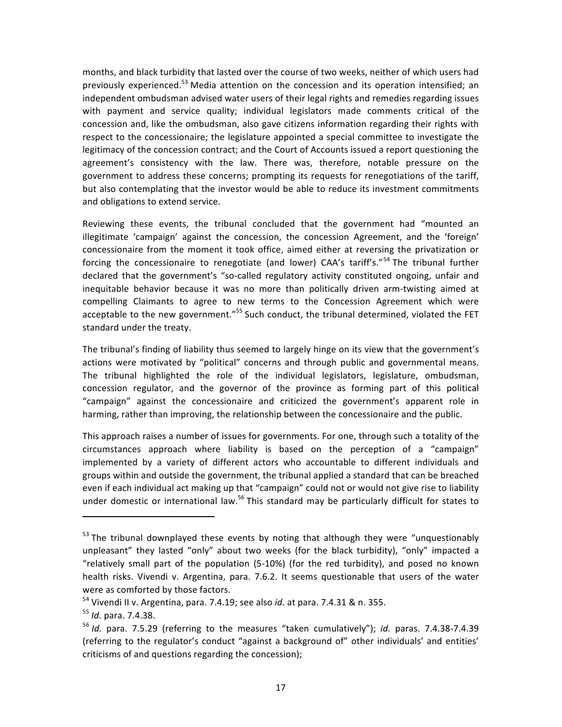months, and black turbidity that lasted over the course of two weeks, neither of which users had previously experienced.[53] Media attention on the concession and its operation intensified; an independent ombudsman advised water users of their legal rights and remedies regarding issues with payment and service quality; individual legislators made comments critical of the concession and, like the ombudsman, also gave citizens information regarding their rights with respect to the concessionaire; the legislature appointed a special committee to investigate the legitimacy of the concession contract; and the Court of Accounts issued a report questioning the agreement's consistency with the law. There was, therefore, notable pressure on the government to address these concerns; prompting its requests for renegotiations of the tariff, but also contemplating that the investor would be able to reduce its investment commitments and obligations to extend service.

Reviewing these events, the tribunal concluded that the government had "mounted an illegitimate 'campaign' against the concession, the concession Agreement, and the 'foreign' concessionaire from the moment it took office, aimed either at reversing the privatization or forcing the concessionaire to renegotiate (and lower) CAA's tariff's."[54] The tribunal further declared that the government's "so-called regulatory activity constituted ongoing, unfair and inequitable behavior because it was no more than politically driven arm-twisting aimed at compelling Claimants to agree to new terms to the Concession Agreement which were acceptable to the new government."[55] Such conduct, the tribunal determined, violated the FET standard under the treaty.

The tribunal's finding of liability thus seemed to largely hinge on its view that the government's actions were motivated by "political" concerns and through public and governmental means. The tribunal highlighted the role of the individual legislators, legislature, ombudsman, concession regulator, and the governor of the province as forming part of this political "campaign" against the concessionaire and criticized the government's apparent role in harming, rather than improving, the relationship between the concessionaire and the public.

This approach raises a number of issues for governments. For one, through such a totality of the circumstances approach where liability is based on the perception of a "campaign" implemented by a variety of different actors who accountable to different individuals and groups within and outside the government, the tribunal applied a standard that can be breached even if each individual act making up that "campaign" could not or would not give rise to liability under domestic or international law.[56] This standard may be particularly difficult for states to

---

[53] The tribunal downplayed these events by noting that although they were "unquestionably unpleasant" they lasted "only" about two weeks (for the black turbidity), "only" impacted a "relatively small part of the population (5-10%) (for the red turbidity), and posed no known health risks. Vivendi v. Argentina, para. 7.6.2. It seems questionable that users of the water were as comforted by those factors.

[54] Vivendi II v. Argentina, para. 7.4.19; see also *id.* at para. 7.4.31 & n. 355.

[55] *Id.* para. 7.4.38.

[56] *Id.* para. 7.5.29 (referring to the measures "taken cumulatively"); *id.* paras. 7.4.38-7.4.39 (referring to the regulator's conduct "against a background of" other individuals' and entities' criticisms of and questions regarding the concession);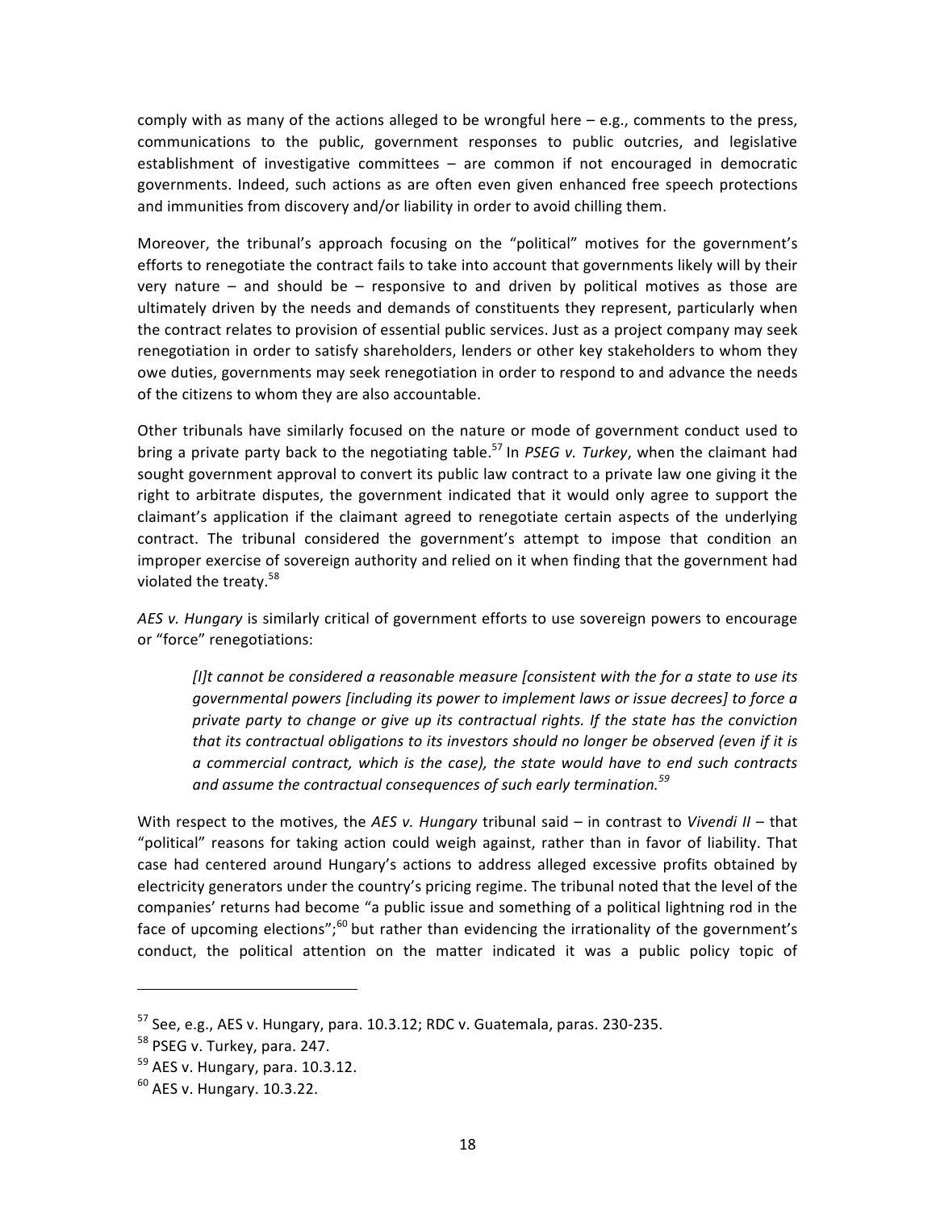comply with as many of the actions alleged to be wrongful here – e.g., comments to the press, communications to the public, government responses to public outcries, and legislative establishment of investigative committees – are common if not encouraged in democratic governments. Indeed, such actions as are often even given enhanced free speech protections and immunities from discovery and/or liability in order to avoid chilling them.

Moreover, the tribunal's approach focusing on the "political" motives for the government's efforts to renegotiate the contract fails to take into account that governments likely will by their very nature – and should be – responsive to and driven by political motives as those are ultimately driven by the needs and demands of constituents they represent, particularly when the contract relates to provision of essential public services. Just as a project company may seek renegotiation in order to satisfy shareholders, lenders or other key stakeholders to whom they owe duties, governments may seek renegotiation in order to respond to and advance the needs of the citizens to whom they are also accountable.

Other tribunals have similarly focused on the nature or mode of government conduct used to bring a private party back to the negotiating table.[57] In *PSEG v. Turkey*, when the claimant had sought government approval to convert its public law contract to a private law one giving it the right to arbitrate disputes, the government indicated that it would only agree to support the claimant's application if the claimant agreed to renegotiate certain aspects of the underlying contract. The tribunal considered the government's attempt to impose that condition an improper exercise of sovereign authority and relied on it when finding that the government had violated the treaty.[58]

*AES v. Hungary* is similarly critical of government efforts to use sovereign powers to encourage or "force" renegotiations:

> *[I]t cannot be considered a reasonable measure [consistent with the for a state to use its governmental powers [including its power to implement laws or issue decrees] to force a private party to change or give up its contractual rights. If the state has the conviction that its contractual obligations to its investors should no longer be observed (even if it is a commercial contract, which is the case), the state would have to end such contracts and assume the contractual consequences of such early termination.*[59]

With respect to the motives, the *AES v. Hungary* tribunal said – in contrast to *Vivendi II* – that "political" reasons for taking action could weigh against, rather than in favor of liability. That case had centered around Hungary's actions to address alleged excessive profits obtained by electricity generators under the country's pricing regime. The tribunal noted that the level of the companies' returns had become "a public issue and something of a political lightning rod in the face of upcoming elections";[60] but rather than evidencing the irrationality of the government's conduct, the political attention on the matter indicated it was a public policy topic of

---

[57] See, e.g., AES v. Hungary, para. 10.3.12; RDC v. Guatemala, paras. 230-235.

[58] PSEG v. Turkey, para. 247.

[59] AES v. Hungary, para. 10.3.12.

[60] AES v. Hungary. 10.3.22.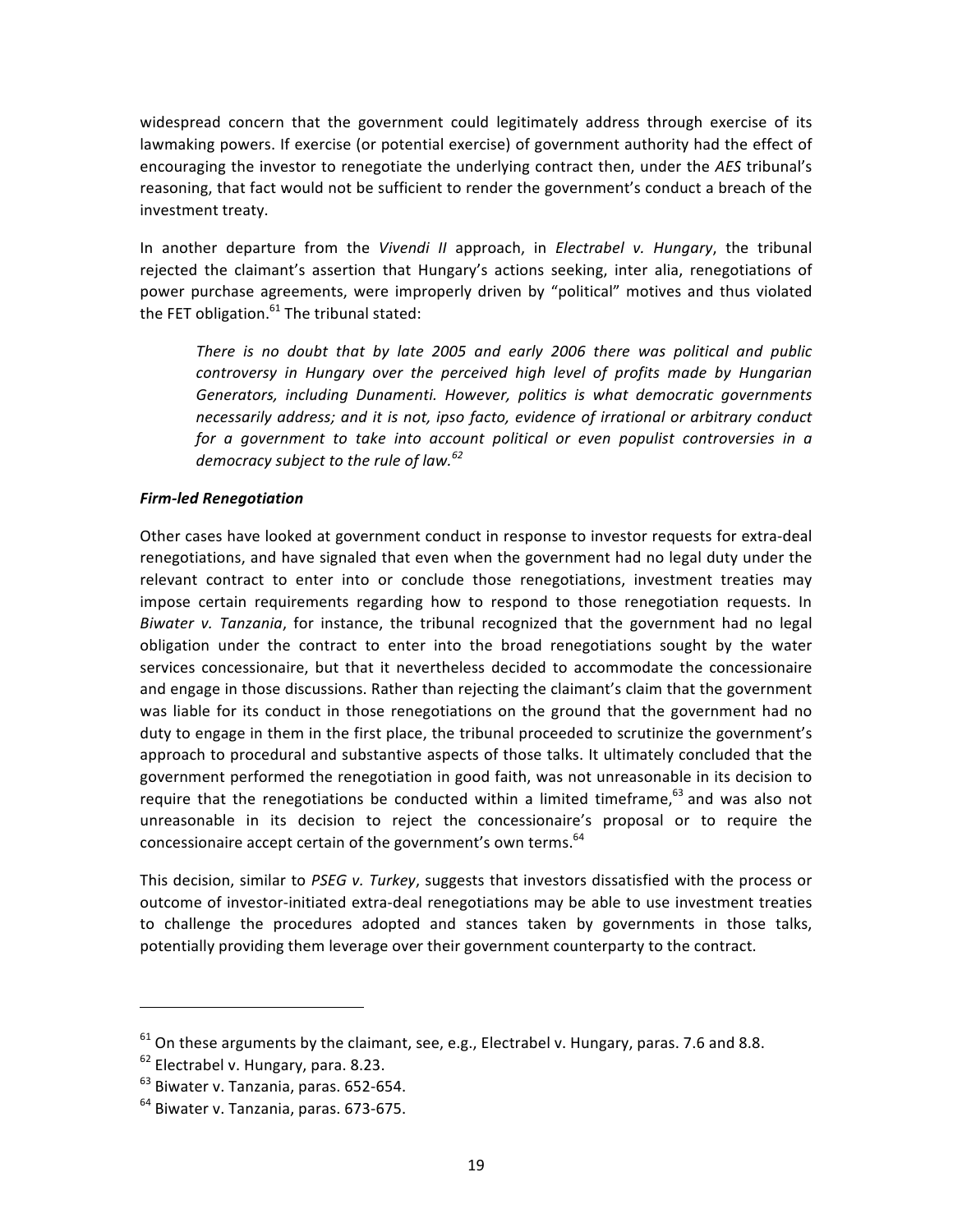widespread concern that the government could legitimately address through exercise of its lawmaking powers. If exercise (or potential exercise) of government authority had the effect of encouraging the investor to renegotiate the underlying contract then, under the *AES* tribunal's reasoning, that fact would not be sufficient to render the government's conduct a breach of the investment treaty.

In another departure from the *Vivendi II* approach, in *Electrabel v. Hungary*, the tribunal rejected the claimant's assertion that Hungary's actions seeking, inter alia, renegotiations of power purchase agreements, were improperly driven by "political" motives and thus violated the FET obligation.[61] The tribunal stated:

> *There is no doubt that by late 2005 and early 2006 there was political and public controversy in Hungary over the perceived high level of profits made by Hungarian Generators, including Dunamenti. However, politics is what democratic governments necessarily address; and it is not, ipso facto, evidence of irrational or arbitrary conduct for a government to take into account political or even populist controversies in a democracy subject to the rule of law.*[62]

***Firm-led Renegotiation***

Other cases have looked at government conduct in response to investor requests for extra-deal renegotiations, and have signaled that even when the government had no legal duty under the relevant contract to enter into or conclude those renegotiations, investment treaties may impose certain requirements regarding how to respond to those renegotiation requests. In *Biwater v. Tanzania*, for instance, the tribunal recognized that the government had no legal obligation under the contract to enter into the broad renegotiations sought by the water services concessionaire, but that it nevertheless decided to accommodate the concessionaire and engage in those discussions. Rather than rejecting the claimant's claim that the government was liable for its conduct in those renegotiations on the ground that the government had no duty to engage in them in the first place, the tribunal proceeded to scrutinize the government's approach to procedural and substantive aspects of those talks. It ultimately concluded that the government performed the renegotiation in good faith, was not unreasonable in its decision to require that the renegotiations be conducted within a limited timeframe,[63] and was also not unreasonable in its decision to reject the concessionaire's proposal or to require the concessionaire accept certain of the government's own terms.[64]

This decision, similar to *PSEG v. Turkey*, suggests that investors dissatisfied with the process or outcome of investor-initiated extra-deal renegotiations may be able to use investment treaties to challenge the procedures adopted and stances taken by governments in those talks, potentially providing them leverage over their government counterparty to the contract.

---

[61] On these arguments by the claimant, see, e.g., Electrabel v. Hungary, paras. 7.6 and 8.8.

[62] Electrabel v. Hungary, para. 8.23.

[63] Biwater v. Tanzania, paras. 652-654.

[64] Biwater v. Tanzania, paras. 673-675.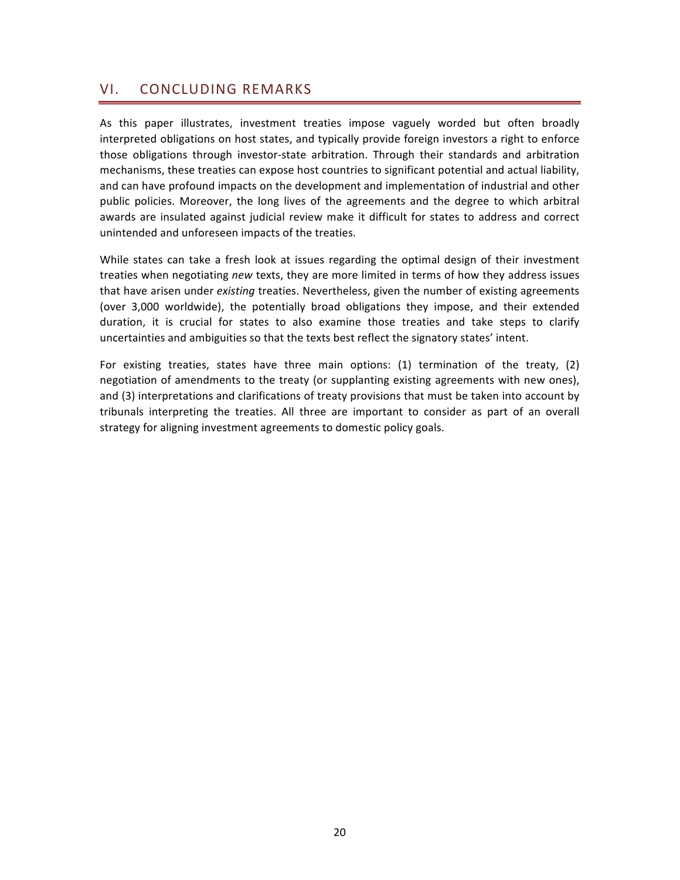## VI. CONCLUDING REMARKS

As this paper illustrates, investment treaties impose vaguely worded but often broadly interpreted obligations on host states, and typically provide foreign investors a right to enforce those obligations through investor-state arbitration. Through their standards and arbitration mechanisms, these treaties can expose host countries to significant potential and actual liability, and can have profound impacts on the development and implementation of industrial and other public policies. Moreover, the long lives of the agreements and the degree to which arbitral awards are insulated against judicial review make it difficult for states to address and correct unintended and unforeseen impacts of the treaties.

While states can take a fresh look at issues regarding the optimal design of their investment treaties when negotiating *new* texts, they are more limited in terms of how they address issues that have arisen under *existing* treaties. Nevertheless, given the number of existing agreements (over 3,000 worldwide), the potentially broad obligations they impose, and their extended duration, it is crucial for states to also examine those treaties and take steps to clarify uncertainties and ambiguities so that the texts best reflect the signatory states' intent.

For existing treaties, states have three main options: (1) termination of the treaty, (2) negotiation of amendments to the treaty (or supplanting existing agreements with new ones), and (3) interpretations and clarifications of treaty provisions that must be taken into account by tribunals interpreting the treaties. All three are important to consider as part of an overall strategy for aligning investment agreements to domestic policy goals.